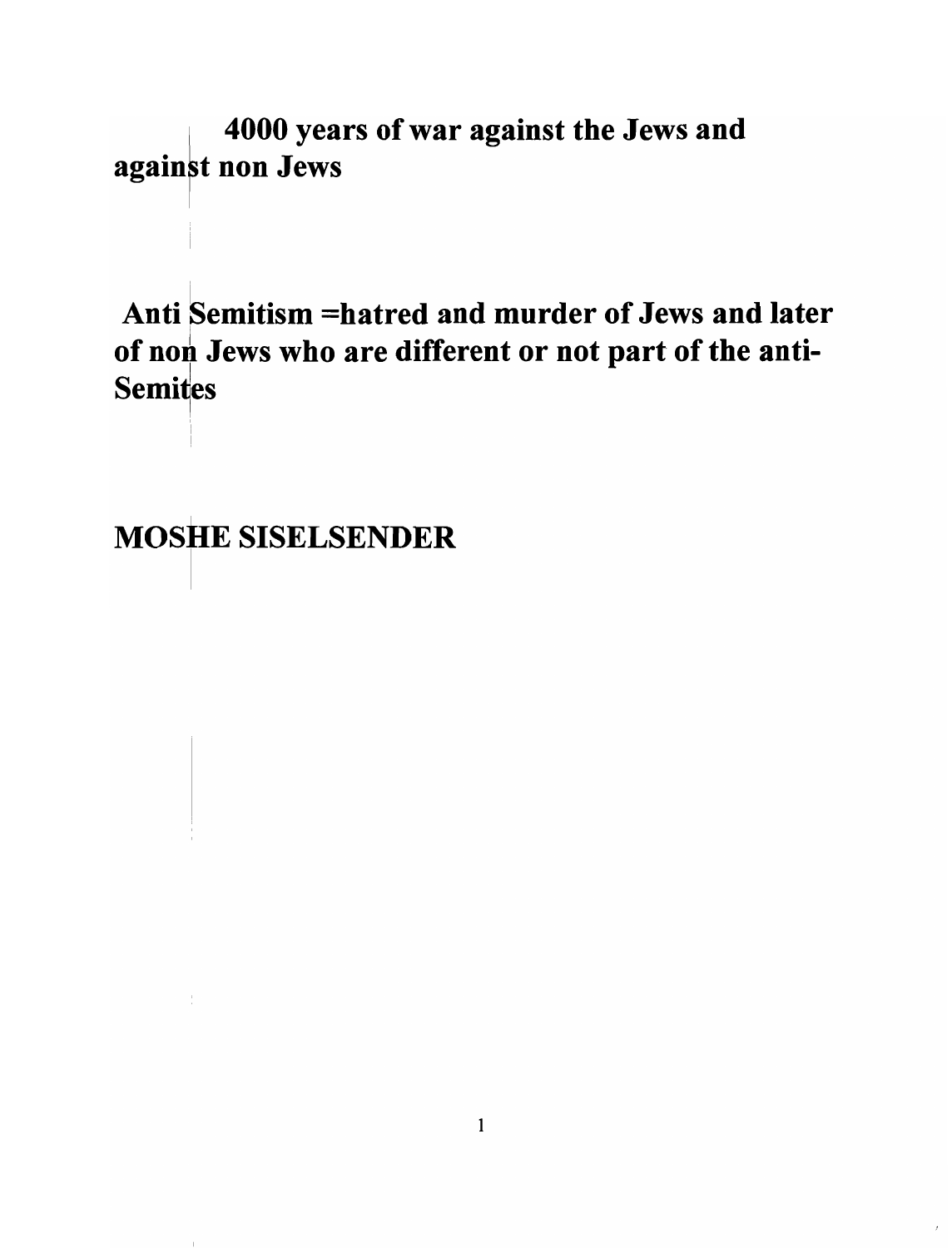# 4000 years of war against the Jews and against non Jews

## Anti Semitism =hatred and murder of Jews and later of non Jews who are different or not part of the anti-Semites

## MOSHE SISELSENDER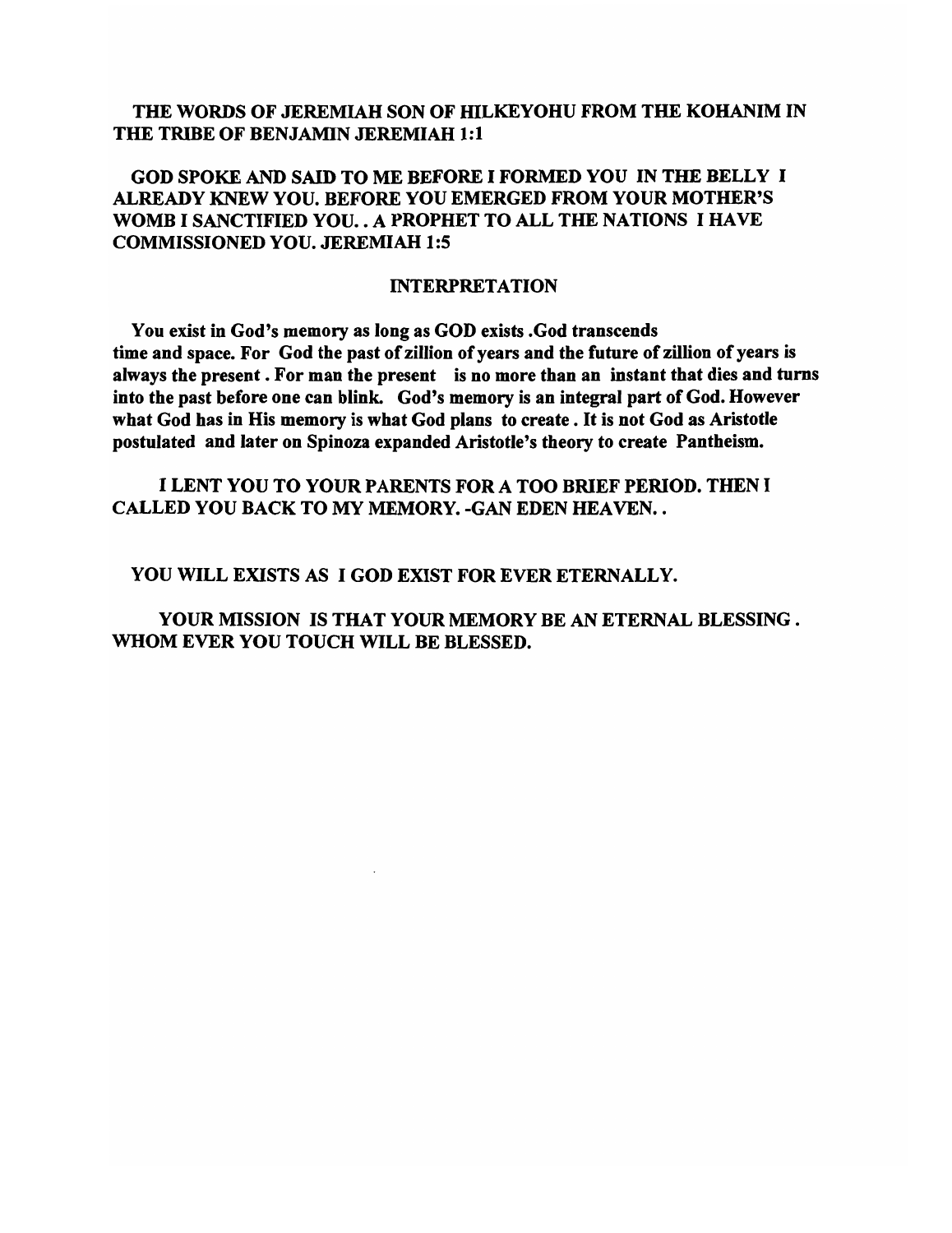**THE WORDS OF JEREMIAH SON OF HILKEYOHU FROM THE KOHANIM IN THE TRIBE OF BENJAMIN JEREMIAH 1:1**

**GOD SPOKE AND SAID TO ME BEFORE I FORMED YOU IN THE BELLY I ALREADY KNEW YOU. BEFORE YOU EMERGED FROM YOUR MOTHER'S WOMB I SANCTIFIED YOU. . A PROPHET TO ALL THE NATIONS I HAVE COMMISSIONED YOU. JEREMIAH 1:5**

## INTERPRETATION

**You exist in God's memory as long as GOD exists .God transcends time and space. For God the past of zillion of years and the future of zillion of years is always the present . For man the present is no more than an instant that dies and turns into the past before one can blink. God's memory is an integral part of God. However what God has in His memory is what God plans to create . It is not God as Aristotle postulated and later on Spinoza expanded Aristotle's theory to create Pantheism.**

**I LENT YOU TO YOUR PARENTS FOR A TOO BRIEF PERIOD. THEN I CALLED YOU BACK TO MY MEMORY. -GAN EDEN HEAVEN. .**

**YOU WILL EXISTS AS I GOD EXIST FOR EVER ETERNALLY.**

**YOUR MISSION IS THAT YOUR MEMORY BE AN ETERNAL BLESSING . WHOM EVER YOU TOUCH WILL BE BLESSED.**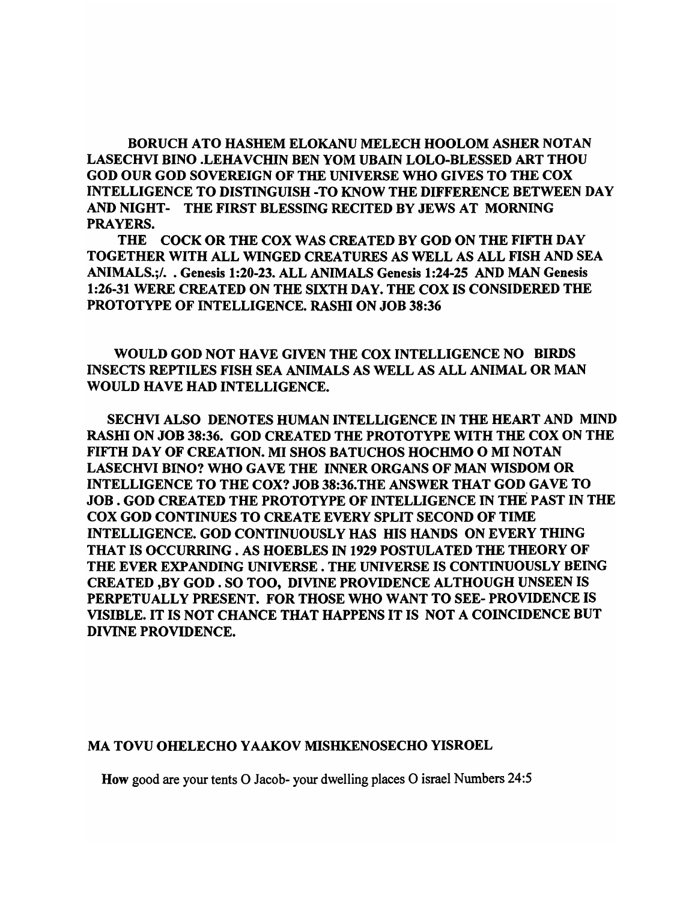**BORUCH ATO HASHEM ELOKANU MELECH HOOLOM ASHER NOTAN LASECHVI BINO .LEHAVCHIN BEN YOM UBAIN LOLO-BLESSED ART THOU GOD OUR GOD SOVEREIGN OF THE UNIVERSE WHO GIVES TO THE COX INTELLIGENCE TO DISTINGUISH -TO KNOW THE DIFFERENCE BETWEEN DAY AND NIGHT- THE FIRST BLESSING RECITED BY JEWS AT MORNING PRAYERS.**

**THE COCK OR THE COX WAS CREATED BY GOD ON THE FIFTH DAY TOGETHER WITH ALL WINGED CREATURES AS WELL AS ALL FISH AND SEA ANIMALS.;/. . Genesis 1:20-23. ALL ANIMALS Genesis 1:24-25 AND MAN Genesis 1:26-31 WERE CREATED ON THE SIXTH DAY. THE COX IS CONSIDERED THE PROTOTYPE OF INTELLIGENCE. RASHI ON JOB 38:36**

**WOULD GOD NOT HAVE GIVEN THE COX INTELLIGENCE NO BIRDS INSECTS REPTILES FISH SEA ANIMALS AS WELL AS ALL ANIMAL OR MAN WOULD HAVE HAD INTELLIGENCE.**

**SECHVI ALSO DENOTES HUMAN INTELLIGENCE IN THE HEART AND MIND RASHI ON JOB 38:36. GOD CREATED THE PROTOTYPE WITH THE COX ON THE FIFTH DAY OF CREATION. MI SHOS BATUCHOS HOCHMO O MI NOTAN LASECHVI BINO? WHO GAVE THE INNER ORGANS OF MAN WISDOM OR INTELLIGENCE TO THE COX? JOB 38:36.THE ANSWER THAT GOD GAVE TO JOB . GOD CREATED THE PROTOTYPE OF INTELLIGENCE IN THE PAST IN THE COX GOD CONTINUES TO CREATE EVERY SPLIT SECOND OF TIME INTELLIGENCE. GOD CONTINUOUSLY HAS HIS HANDS ON EVERY THING THAT IS OCCURRING . AS HOEBLES IN 1929 POSTULATED THE THEORY OF THE EVER EXPANDING UNIVERSE . THE UNIVERSE IS CONTINUOUSLY BEING CREATED ,BY GOD . SO TOO, DIVINE PROVIDENCE ALTHOUGH UNSEEN IS PERPETUALLY PRESENT. FOR THOSE WHO WANT TO SEE- PROVIDENCE IS VISIBLE. IT IS NOT CHANCE THAT HAPPENS IT IS NOT A COINCIDENCE BUT DIVINE PROVIDENCE.**

**MA TOVU OHELECHO YAAKOV MISHKENOSECHO YISROEL**

**How** good are your tents O Jacob- your dwelling places O israel Numbers 24:5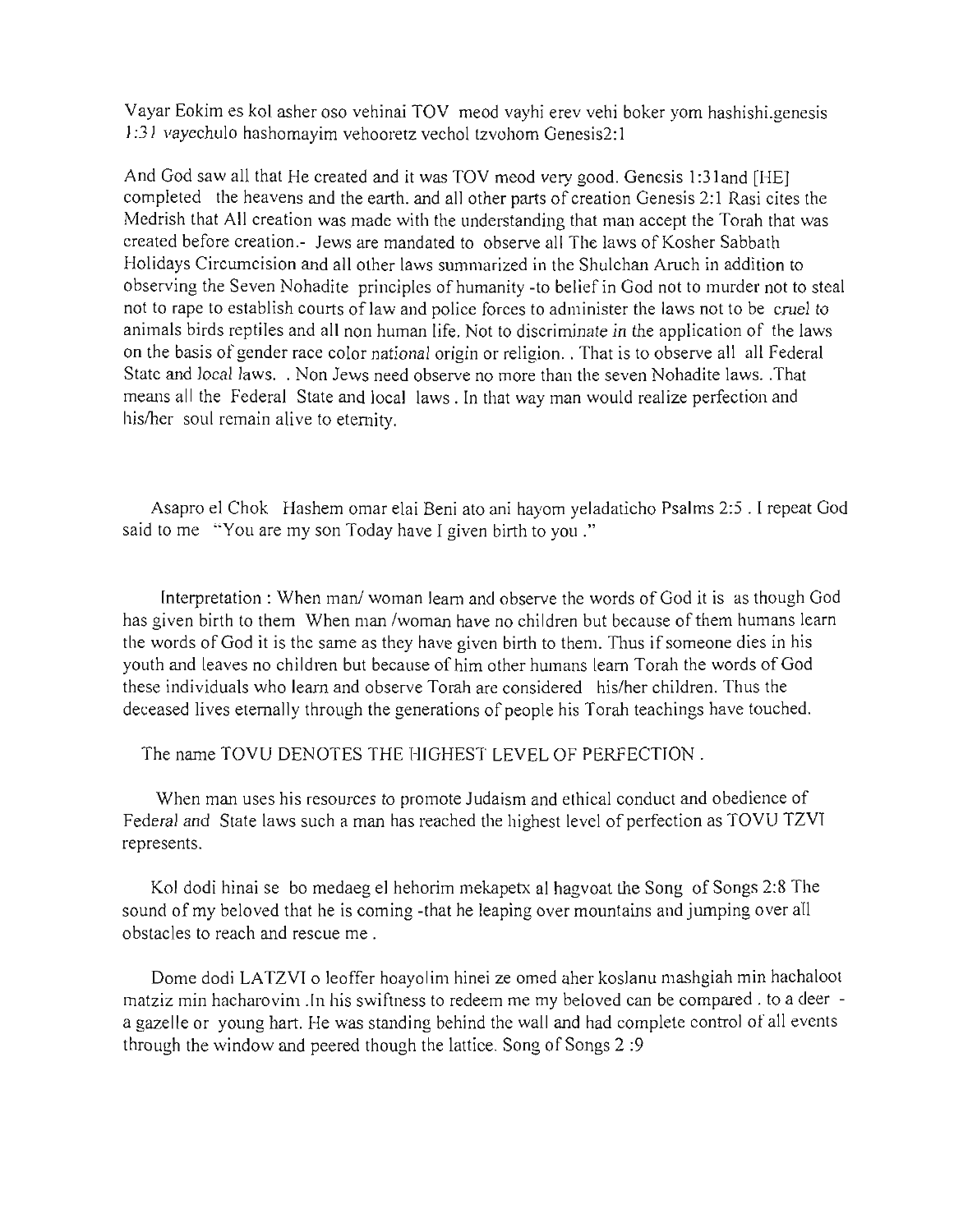Vayar Eokim es kol asher oso vehinai TOV meod vayhi erev vehi boker yom hashishi.genesis 1:31 vayechulo hashomayim vehooretz vechol tzvohom Genesis2:1

And God saw all that He created and it was TOV meod very good. Genesis 1:31and [HE] completed the heavens and the earth. and all other parts of creation Genesis 2:1 Rasi cites the Medrish that All creation was made with the understanding that man accept the Torah that was created before creation.- Jews are mandated to observe all The laws of Kosher Sabbath Holidays Circumcision and all other laws summarized in the Shulchan Aruch in addition to observing the Seven Nohadite principles of humanity -to belief in God not to murder not to steal not to rape to establish courts of law and police forces to administer the laws not to be cruel to animals birds reptiles and all non human life. Not to discriminate in the application of the laws on the basis of gender race color national origin or religion. . That is to observe all all Federal State and local laws. . Non Jews need observe no more than the seven Nohadite laws. .That means all the Federal State and local laws . In that way man would realize perfection and his/her soul remain alive to eternity.

Asapro el Chok Hashem omar elai Beni ato ani hayom yeladaticho Psalms 2:5 . I repeat God said to me "You are my son Today have I given birth to you ."

Interpretation : When man/ woman learn and observe the words of God it is as though God has given birth to them When man /woman have no children but because of them humans learn the words of God it is the same as they have given birth to them. Thus if someone dies in his youth and leaves no children but because of him other humans learn Torah the words of God these individuals who learn and observe Torah are considered his/her children. Thus the deceased lives eternally through the generations of people his Torah teachings have touched.

The name TOVU DENOTES THE HIGHEST LEVEL OF PERFECTION .

When man uses his resources to promote Judaism and ethical conduct and obedience of Federal and State laws such a man has reached the highest level of perfection as TOVU TZVI represents.

Kol dodi hinai se bo medaeg el hehorim mekapetx al hagvoat the Song of Songs 2:8 The sound of my beloved that he is coming -that he leaping over mountains and jumping over all obstacles to reach and rescue me .

Dome dodi LATZVI o leoffer hoayolim hinei ze omed aher koslanu mashgiah min hachaloot matziz min hacharovim .In his swiftness to redeem me my beloved can be compared . to a deer - a gazelle or young hart. He was standing behind the wall and had complete control of all events through the window and peered though the lattice. Song of Songs 2 :9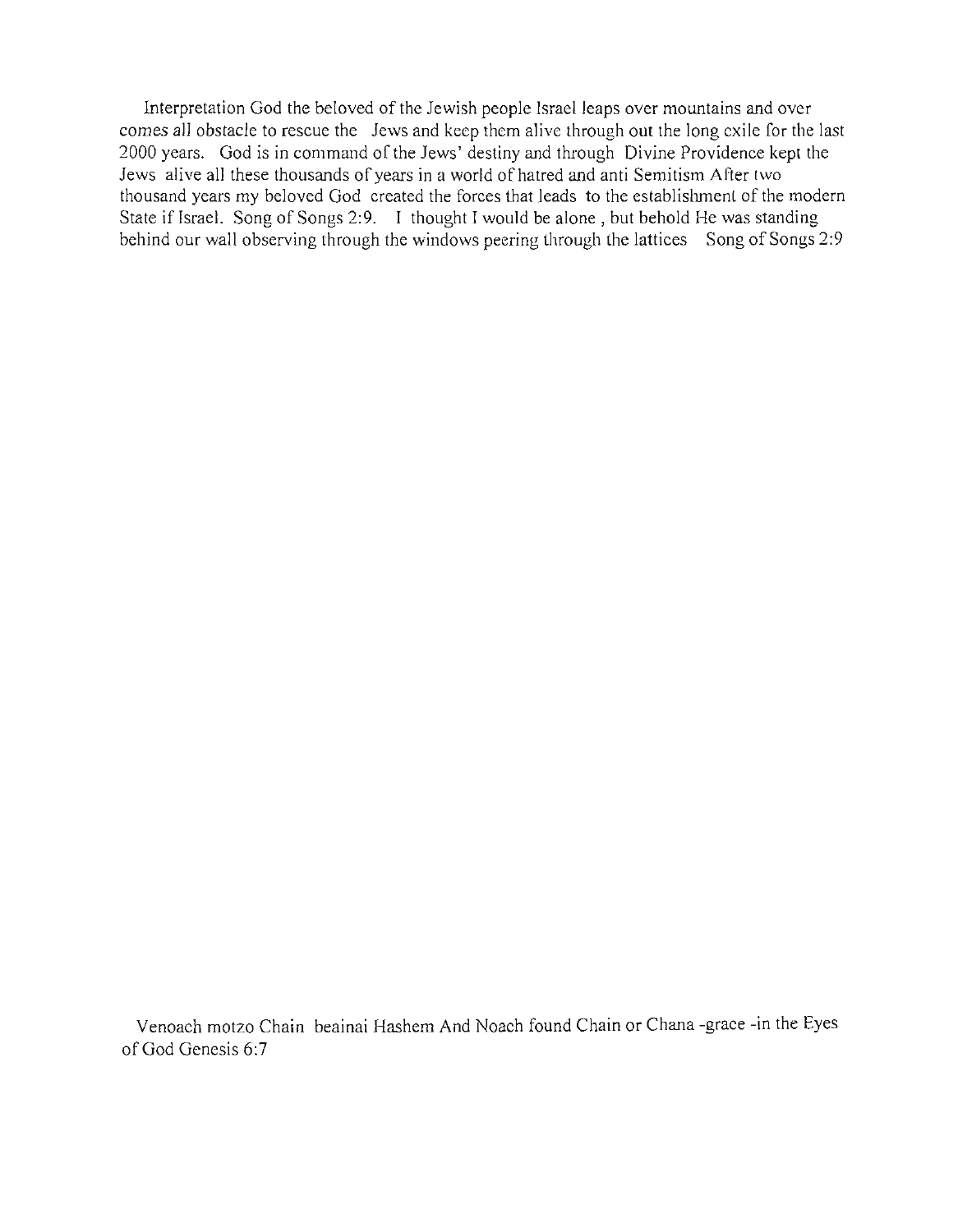Interpretation God the beloved of the Jewish people Israel leaps over mountains and over comes all obstacle to rescue the Jews and keep them alive through out the long exile for the last 2000 years. God is in command of the Jews' destiny and through Divine Providence kept the Jews alive all these thousands of years in a world of hatred and anti Semitism After two thousand years my beloved God created the forces that leads to the establishment of the modern State if Israel. Song of Songs 2:9. I thought I would be alone , but behold He was standing behind our wall observing through the windows peering through the lattices Song of Songs 2:9

Venoach motzo Chain beainai Hashem And Noach found Chain or Chana -grace -in the Eyes of God Genesis 6:7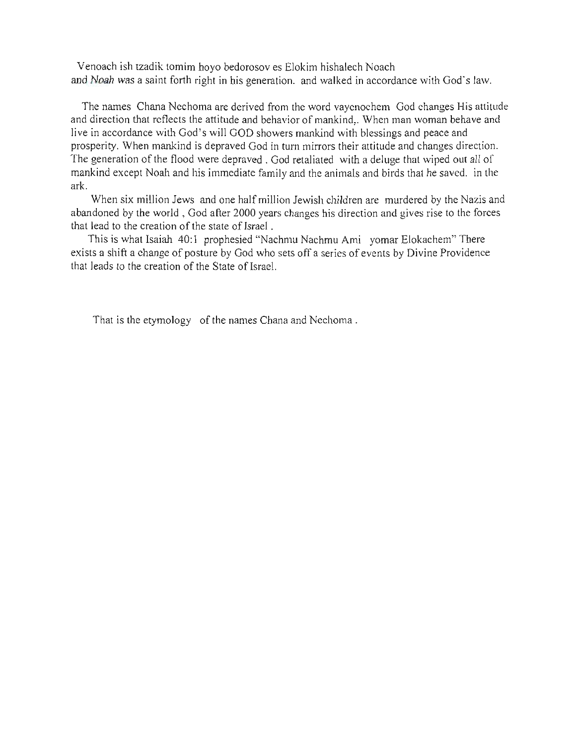Venoach ish tzadik tomim hoyo bedorosov es Elokim hishalech Noach
and *Noah* was a saint forth right in his generation. and walked in accordance with God's law.

The names Chana Nechoma are derived from the word vayenochem God changes His attitude and direction that reflects the attitude and behavior of mankind,. When man woman behave and live in accordance with God's will GOD showers mankind with blessings and peace and prosperity. When mankind is depraved God in turn mirrors their attitude and changes direction. The generation of the flood were depraved . God retaliated with a deluge that wiped out all of mankind except Noah and his immediate family and the animals and birds that he saved. in the ark.

When six million Jews and one half million Jewish children are murdered by the Nazis and abandoned by the world , God after 2000 years changes his direction and gives rise to the forces that lead to the creation of the state of Israel .

This is what Isaiah 40:1 prophesied "Nachmu Nachmu Ami yomar Elokachem" There exists a shift a change of posture by God who sets off a series of events by Divine Providence that leads to the creation of the State of Israel.

That is the etymology of the names Chana and Nechoma .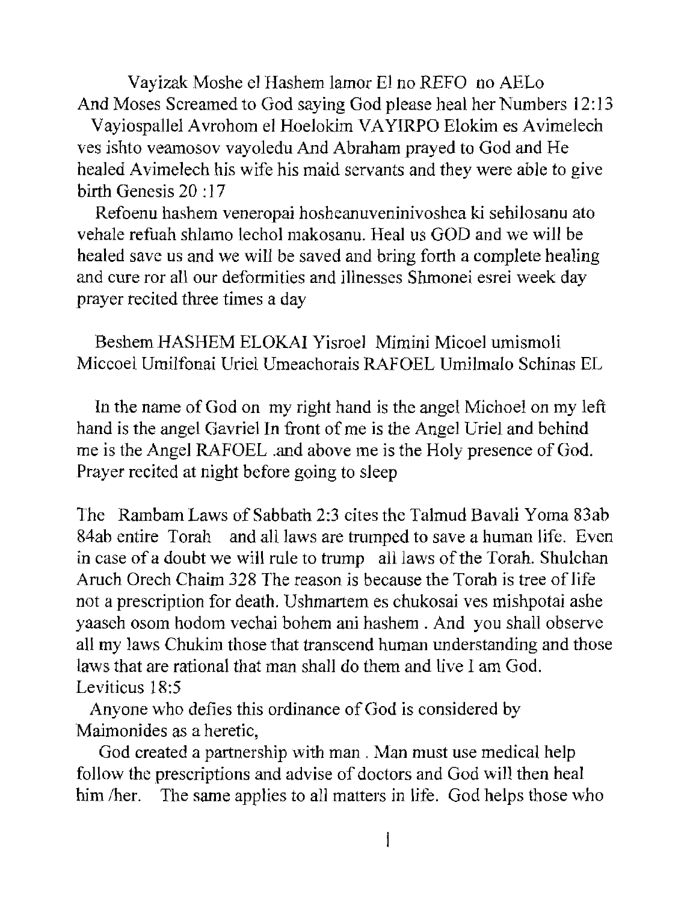Vayizak Moshe el Hashem lamor El no REFO no AELo And Moses Screamed to God saying God please heal her Numbers 12:13

Vayiospallel Avrohom el Hoelokim VAYIRPO Elokim es Avimelech ves ishto veamosov vayoledu And Abraham prayed to God and He healed Avimelech his wife his maid servants and they were able to give birth Genesis 20 :17

Refoenu hashem veneropai hosheanuveninivoshea ki sehilosanu ato vehale refuah shlamo lechol makosanu. Heal us GOD and we will be healed save us and we will be saved and bring forth a complete healing and cure ror all our deformities and illnesses Shmonei esrei week day prayer recited three times a day

Beshem HASHEM ELOKAI Yisroel Mimini Micoel umismoli Miccoel Umilfonai Uriel Umeachorais RAFOEL Umilmalo Schinas EL

In the name of God on my right hand is the angel Michoel on my left hand is the angel Gavriel In front of me is the Angel Uriel and behind me is the Angel RAFOEL .and above me is the Holy presence of God. Prayer recited at night before going to sleep

The Rambam Laws of Sabbath 2:3 cites the Talmud Bavali Yoma 83ab 84ab entire Torah and all laws are trumped to save a human life. Even in case of a doubt we will rule to trump all laws of the Torah. Shulchan Aruch Orech Chaim 328 The reason is because the Torah is tree of life not a prescription for death. Ushmartem es chukosai ves mishpotai ashe yaaseh osom hodom vechai bohem ani hashem . And you shall observe all my laws Chukim those that transcend human understanding and those laws that are rational that man shall do them and live I am God. Leviticus 18:5

Anyone who defies this ordinance of God is considered by Maimonides as a heretic,

God created a partnership with man . Man must use medical help follow the prescriptions and advise of doctors and God will then heal him /her. The same applies to all matters in life. God helps those who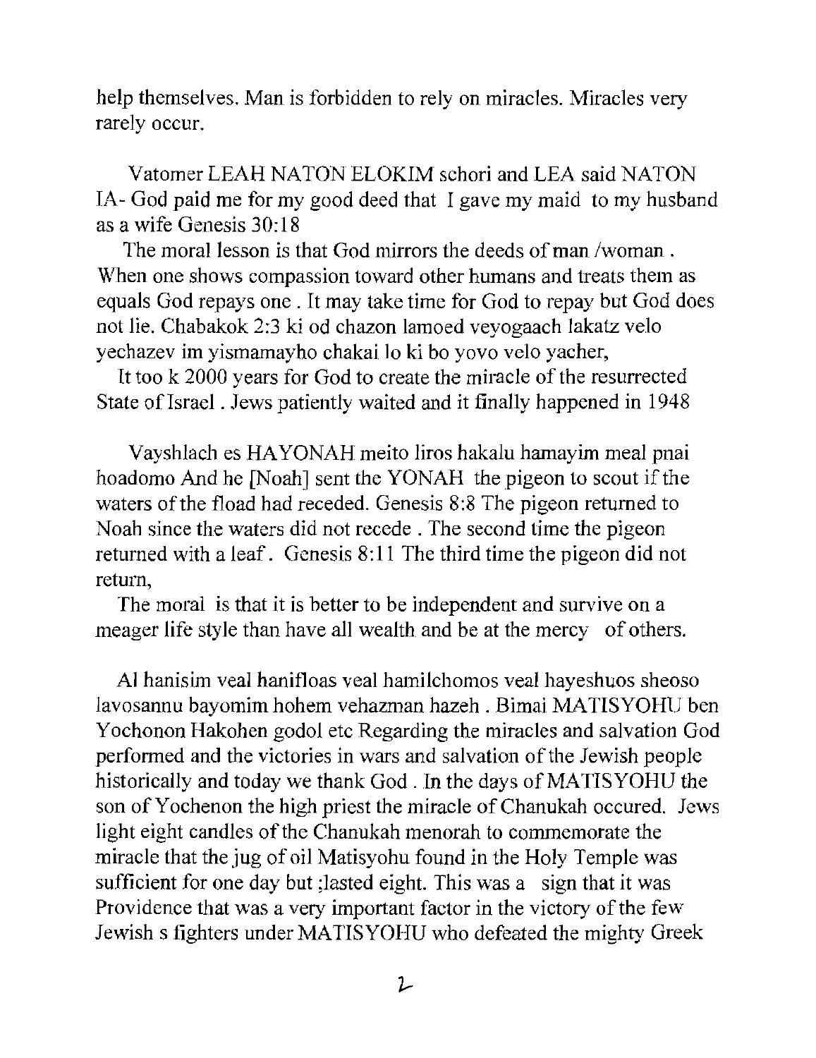help themselves. Man is forbidden to rely on miracles. Miracles very rarely occur.

Vatomer LEAH NATON ELOKIM schori and LEA said NATON IA- God paid me for my good deed that I gave my maid to my husband as a wife Genesis 30:18

The moral lesson is that God mirrors the deeds of man /woman . When one shows compassion toward other humans and treats them as equals God repays one . It may take time for God to repay but God does not lie. Chabakok 2:3 ki od chazon lamoed veyogaach lakatz velo yechazev im yismamayho chakai lo ki bo yovo velo yacher,

It too k 2000 years for God to create the miracle of the resurrected State of Israel . Jews patiently waited and it finally happened in 1948

Vayshlach es HAYONAH meito liros hakalu hamayim meal pnai hoadomo And he [Noah] sent the YONAH the pigeon to scout if the waters of the flood had receded. Genesis 8:8 The pigeon returned to Noah since the waters did not recede . The second time the pigeon returned with a leaf . Genesis 8:11 The third time the pigeon did not return,

The moral is that it is better to be independent and survive on a meager life style than have all wealth and be at the mercy of others.

Al hanisim veal hanifloas veal hamilchomos veal hayeshuos sheoso lavosannu bayomim hohem vehazman hazeh . Bimai MATISYOHU ben Yochonon Hakohen godol etc Regarding the miracles and salvation God performed and the victories in wars and salvation of the Jewish people historically and today we thank God . In the days of MATISYOHU the son of Yochenon the high priest the miracle of Chanukah occured. Jews light eight candles of the Chanukah menorah to commemorate the miracle that the jug of oil Matisyohu found in the Holy Temple was sufficient for one day but ;lasted eight. This was a sign that it was Providence that was a very important factor in the victory of the few Jewish s fighters under MATISYOHU who defeated the mighty Greek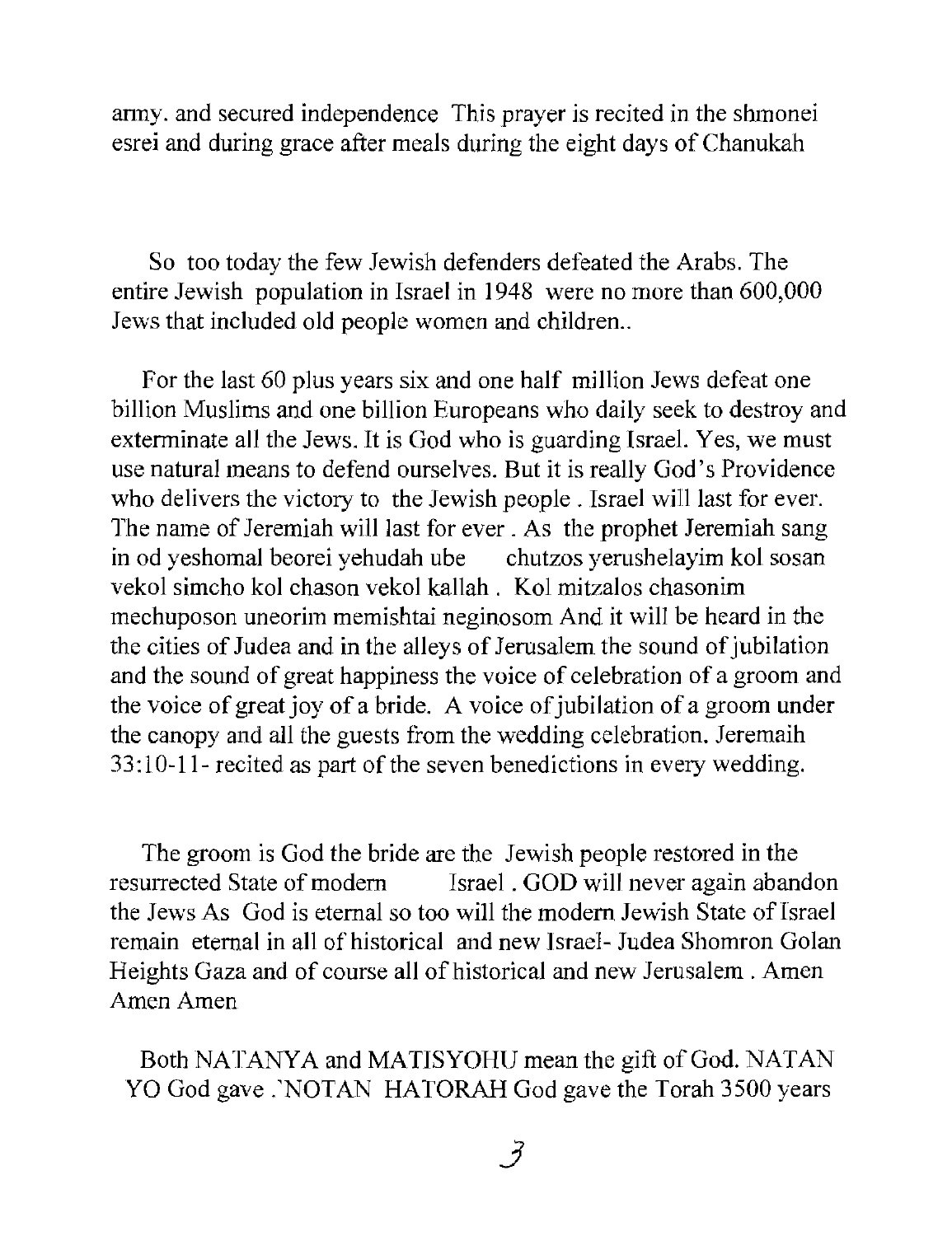army. and secured independence This prayer is recited in the shmonei esrei and during grace after meals during the eight days of Chanukah

So too today the few Jewish defenders defeated the Arabs. The entire Jewish population in Israel in 1948 were no more than 600,000 Jews that included old people women and children..

For the last 60 plus years six and one half million Jews defeat one billion Muslims and one billion Europeans who daily seek to destroy and exterminate all the Jews. It is God who is guarding Israel. Yes, we must use natural means to defend ourselves. But it is really God's Providence who delivers the victory to the Jewish people . Israel will last for ever. The name of Jeremiah will last for ever . As the prophet Jeremiah sang in od yeshomal beorei yehudah ube chutzos yerushelayim kol sosan vekol simcho kol chason vekol kallah . Kol mitzalos chasonim mechuposon uneorim memishtai neginosom And it will be heard in the the cities of Judea and in the alleys of Jerusalem the sound of jubilation and the sound of great happiness the voice of celebration of a groom and the voice of great joy of a bride. A voice of jubilation of a groom under the canopy and all the guests from the wedding celebration. Jeremaih 33:10-11- recited as part of the seven benedictions in every wedding.

The groom is God the bride are the Jewish people restored in the resurrected State of modern Israel . GOD will never again abandon the Jews As God is eternal so too will the modern Jewish State of Israel remain eternal in all of historical and new Israel- Judea Shomron Golan Heights Gaza and of course all of historical and new Jerusalem . Amen Amen Amen

Both NATANYA and MATISYOHU mean the gift of God. NATAN YO God gave .`NOTAN HATORAH God gave the Torah 3500 years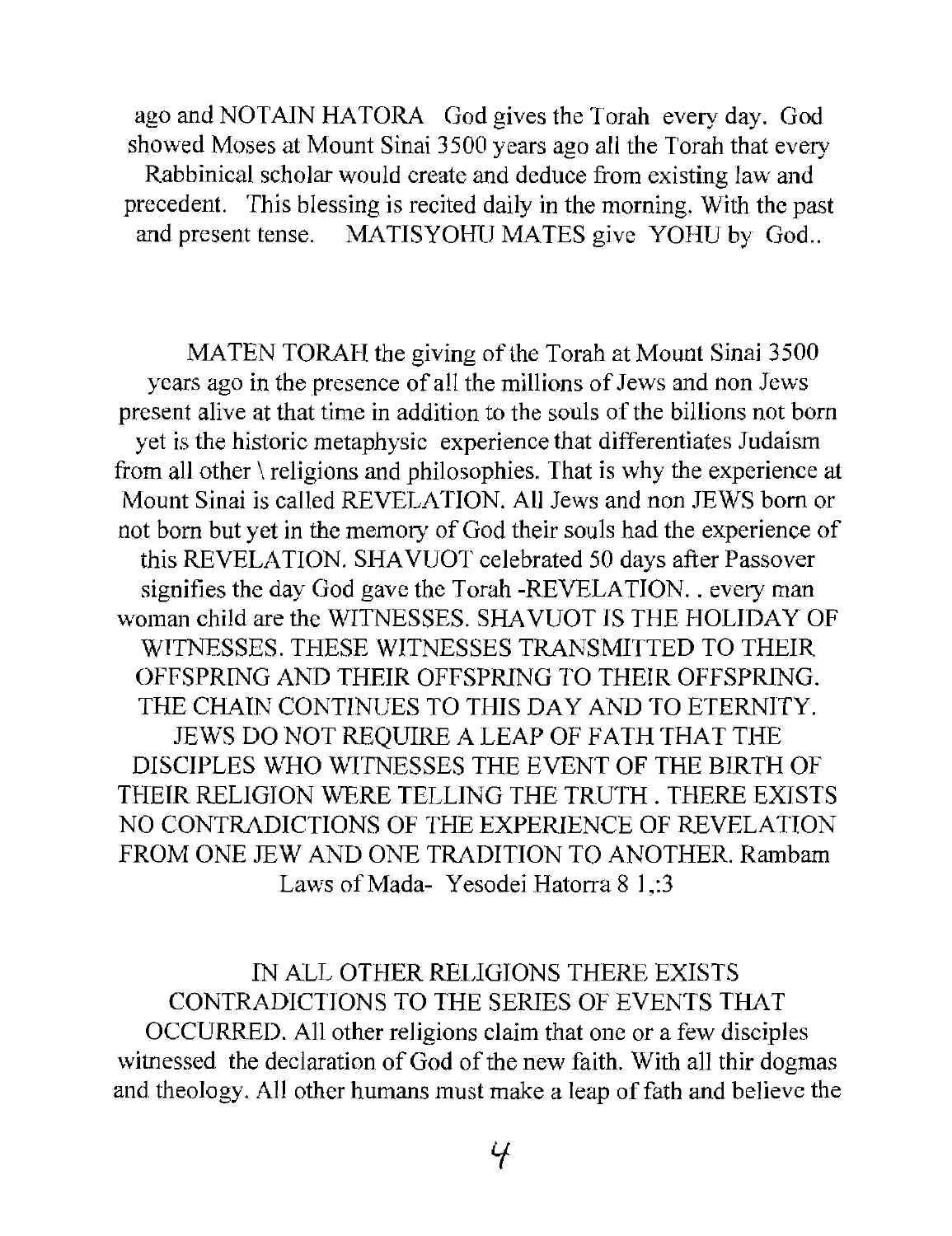ago and NOTAIN HATORA God gives the Torah every day. God showed Moses at Mount Sinai 3500 years ago all the Torah that every Rabbinical scholar would create and deduce from existing law and precedent. This blessing is recited daily in the morning. With the past and present tense. MATISYOHU MATES give YOHU by God..

MATEN TORAH the giving of the Torah at Mount Sinai 3500 years ago in the presence of all the millions of Jews and non Jews present alive at that time in addition to the souls of the billions not born yet is the historic metaphysic experience that differentiates Judaism from all other \ religions and philosophies. That is why the experience at Mount Sinai is called REVELATION. All Jews and non JEWS born or not born but yet in the memory of God their souls had the experience of this REVELATION. SHAVUOT celebrated 50 days after Passover signifies the day God gave the Torah -REVELATION. . every man woman child are the WITNESSES. SHAVUOT IS THE HOLIDAY OF WITNESSES. THESE WITNESSES TRANSMITTED TO THEIR OFFSPRING AND THEIR OFFSPRING TO THEIR OFFSPRING. THE CHAIN CONTINUES TO THIS DAY AND TO ETERNITY. JEWS DO NOT REQUIRE A LEAP OF FAITH THAT THE DISCIPLES WHO WITNESSES THE EVENT OF THE BIRTH OF THEIR RELIGION WERE TELLING THE TRUTH . THERE EXISTS NO CONTRADICTIONS OF THE EXPERIENCE OF REVELATION FROM ONE JEW AND ONE TRADITION TO ANOTHER. Rambam Laws of Mada- Yesodei Hatorra 8 1,:3

IN ALL OTHER RELIGIONS THERE EXISTS CONTRADICTIONS TO THE SERIES OF EVENTS THAT OCCURRED. All other religions claim that one or a few disciples witnessed the declaration of God of the new faith. With all thir dogmas and theology. All other humans must make a leap of fath and believe the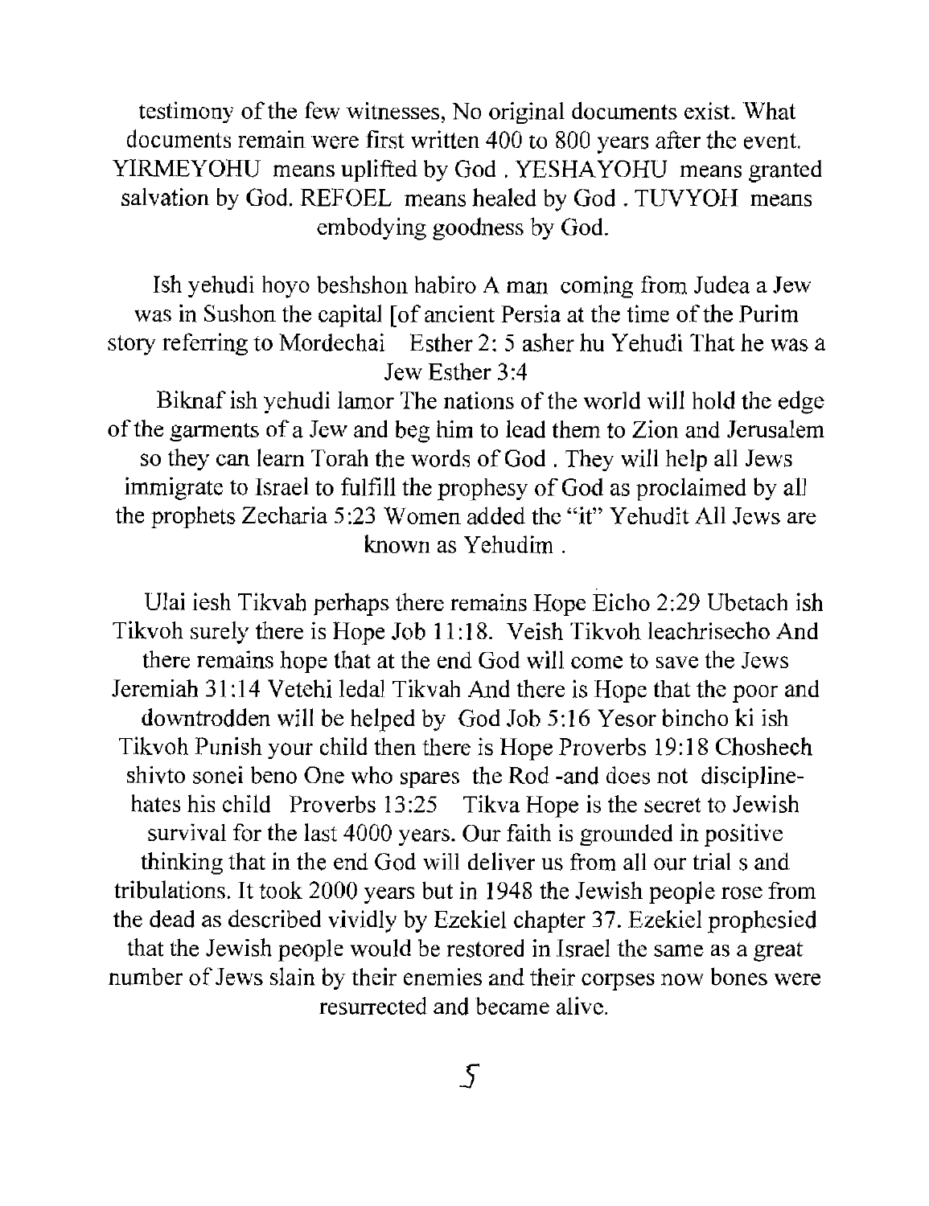testimony of the few witnesses, No original documents exist. What documents remain were first written 400 to 800 years after the event. YIRMEYOHU means uplifted by God . YESHAYOHU means granted salvation by God. REFOEL means healed by God . TUVYOH means embodying goodness by God.

Ish yehudi hoyo beshshon habiro A man coming from Judea a Jew was in Sushon the capital [of ancient Persia at the time of the Purim story referring to Mordechai Esther 2: 5 asher hu Yehudi That he was a Jew Esther 3:4

Biknaf ish yehudi lamor The nations of the world will hold the edge of the garments of a Jew and beg him to lead them to Zion and Jerusalem so they can learn Torah the words of God . They will help all Jews immigrate to Israel to fulfill the prophesy of God as proclaimed by all the prophets Zecharia 5:23 Women added the "it" Yehudit All Jews are known as Yehudim .

Ulai iesh Tikvah perhaps there remains Hope Eicho 2:29 Ubetach ish Tikvoh surely there is Hope Job 11:18. Veish Tikvoh leachrisecho And there remains hope that at the end God will come to save the Jews Jeremiah 31:14 Vetehi ledal Tikvah And there is Hope that the poor and downtrodden will be helped by God Job 5:16 Yesor bincho ki ish Tikvoh Punish your child then there is Hope Proverbs 19:18 Choshech shivto sonei beno One who spares the Rod -and does not discipline- hates his child Proverbs 13:25 Tikva Hope is the secret to Jewish survival for the last 4000 years. Our faith is grounded in positive thinking that in the end God will deliver us from all our trial s and tribulations. It took 2000 years but in 1948 the Jewish people rose from the dead as described vividly by Ezekiel chapter 37. Ezekiel prophesied that the Jewish people would be restored in Israel the same as a great number of Jews slain by their enemies and their corpses now bones were resurrected and became alive.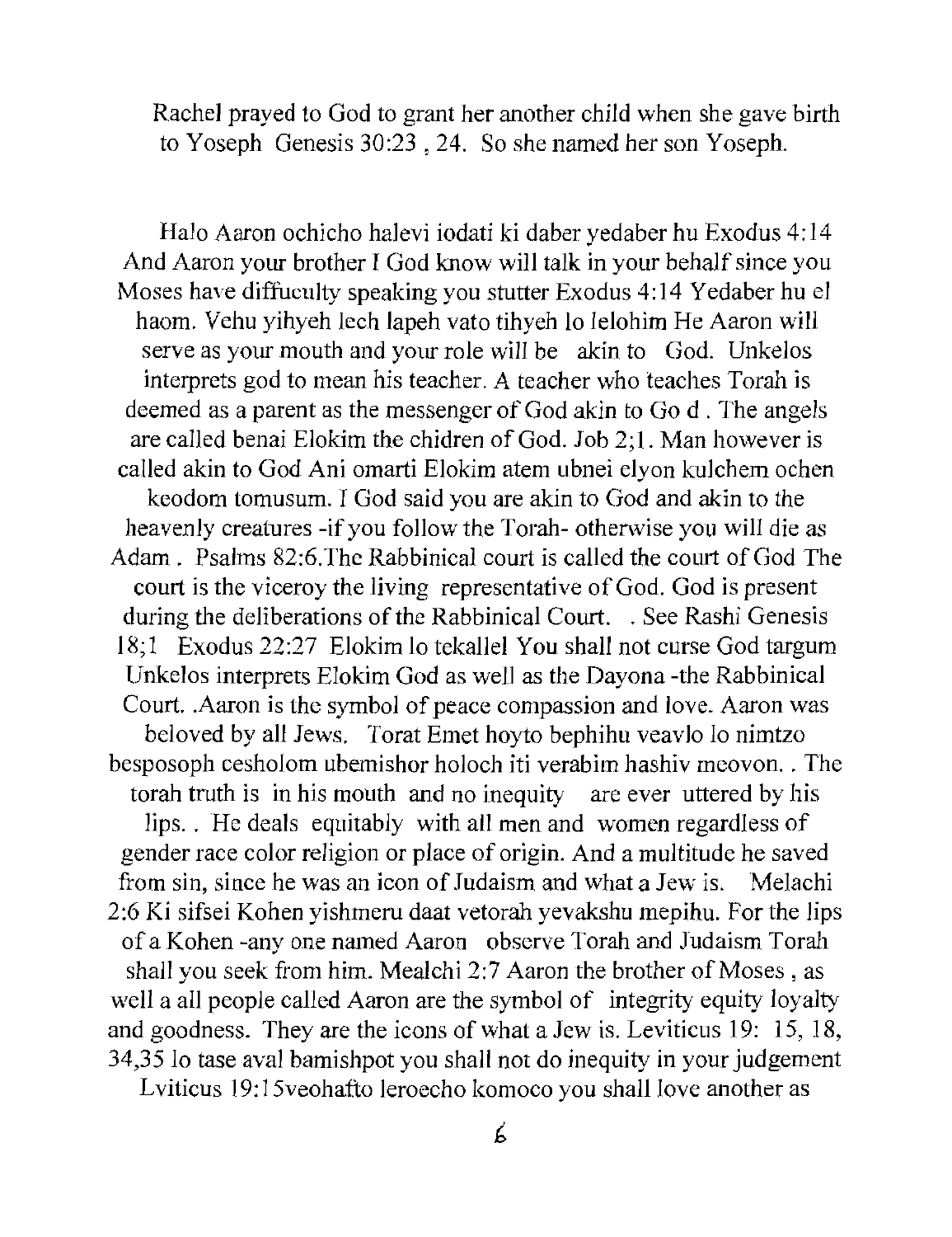Rachel prayed to God to grant her another child when she gave birth to Yoseph Genesis 30:23 , 24. So she named her son Yoseph.

Halo Aaron ochicho halevi iodati ki daber yedaber hu Exodus 4:14 And Aaron your brother I God know will talk in your behalf since you Moses have diffuculty speaking you stutter Exodus 4:14 Yedaber hu el haom. Vehu yihyeh lech lapeh vato tihyeh lo lelohim He Aaron will serve as your mouth and your role will be akin to God. Unkelos interprets god to mean his teacher. A teacher who teaches Torah is deemed as a parent as the messenger of God akin to Go d . The angels are called benai Elokim the chidren of God. Job 2;1. Man however is called akin to God Ani omarti Elokim atem ubnei elyon kulchem ochen keodom tomusum. I God said you are akin to God and akin to the heavenly creatures -if you follow the Torah- otherwise you will die as Adam . Psalms 82:6.The Rabbinical court is called the court of God The court is the viceroy the living representative of God. God is present during the deliberations of the Rabbinical Court. . See Rashi Genesis 18;1 Exodus 22:27 Elokim lo tekallel You shall not curse God targum Unkelos interprets Elokim God as well as the Dayona -the Rabbinical Court. .Aaron is the symbol of peace compassion and love. Aaron was beloved by all Jews. Torat Emet hoyto bephihu veavlo lo nimtzo besposoph cesholom ubemishor holoch iti verabim hashiv meovon. . The torah truth is in his mouth and no inequity are ever uttered by his lips. . He deals equitably with all men and women regardless of gender race color religion or place of origin. And a multitude he saved from sin, since he was an icon of Judaism and what a Jew is. Melachi 2:6 Ki sifsei Kohen yishmeru daat vetorah yevakshu mepihu. For the lips of a Kohen -any one named Aaron observe Torah and Judaism Torah shall you seek from him. Mealchi 2:7 Aaron the brother of Moses , as well a all people called Aaron are the symbol of integrity equity loyalty and goodness. They are the icons of what a Jew is. Leviticus 19: 15, 18, 34,35 lo tase aval bamishpot you shall not do inequity in your judgement Lviticus 19:15veohafto leroecho komoco you shall love another as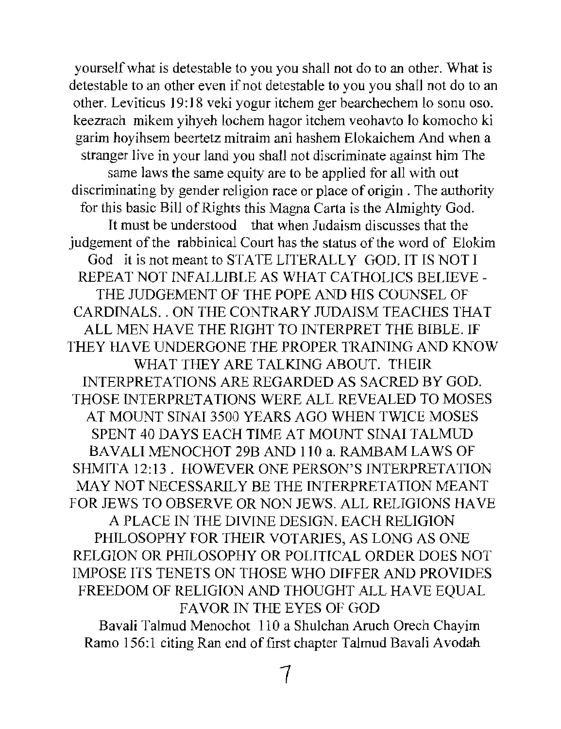yourself what is detestable to you you shall not do to an other. What is detestable to an other even if not detestable to you you shall not do to an other. Leviticus 19:18 veki yogur itchem ger bearchechem lo sonu oso. keezrach mikem yihyeh lochem hagor itchem veohavto lo komocho ki garim hoyihsem beertetz mitraim ani hashem Elokaichem And when a stranger live in your land you shall not discriminate against him The same laws the same equity are to be applied for all with out discriminating by gender religion race or place of origin . The authority for this basic Bill of Rights this Magna Carta is the Almighty God.

It must be understood that when Judaism discusses that the judgement of the rabbinical Court has the status of the word of Elokim God it is not meant to STATE LITERALLY GOD. IT IS NOT I REPEAT NOT INFALLIBLE AS WHAT CATHOLICS BELIEVE - THE JUDGEMENT OF THE POPE AND HIS COUNSEL OF CARDINALS. . ON THE CONTRARY JUDAISM TEACHES THAT ALL MEN HAVE THE RIGHT TO INTERPRET THE BIBLE. IF THEY HAVE UNDERGONE THE PROPER TRAINING AND KNOW WHAT THEY ARE TALKING ABOUT. THEIR INTERPRETATIONS ARE REGARDED AS SACRED BY GOD. THOSE INTERPRETATIONS WERE ALL REVEALED TO MOSES AT MOUNT SINAI 3500 YEARS AGO WHEN TWICE MOSES SPENT 40 DAYS EACH TIME AT MOUNT SINAI TALMUD BAVALI MENOCHOT 29B AND 110 a. RAMBAM LAWS OF SHMITA 12:13 . HOWEVER ONE PERSON'S INTERPRETATION MAY NOT NECESSARILY BE THE INTERPRETATION MEANT FOR JEWS TO OBSERVE OR NON JEWS. ALL RELIGIONS HAVE A PLACE IN THE DIVINE DESIGN. EACH RELIGION PHILOSOPHY FOR THEIR VOTARIES, AS LONG AS ONE RELGION OR PHILOSOPHY OR POLITICAL ORDER DOES NOT IMPOSE ITS TENETS ON THOSE WHO DIFFER AND PROVIDES FREEDOM OF RELIGION AND THOUGHT ALL HAVE EQUAL FAVOR IN THE EYES OF GOD

Bavali Talmud Menochot 110 a Shulchan Aruch Orech Chayim Ramo 156:1 citing Ran end of first chapter Talmud Bavali Avodah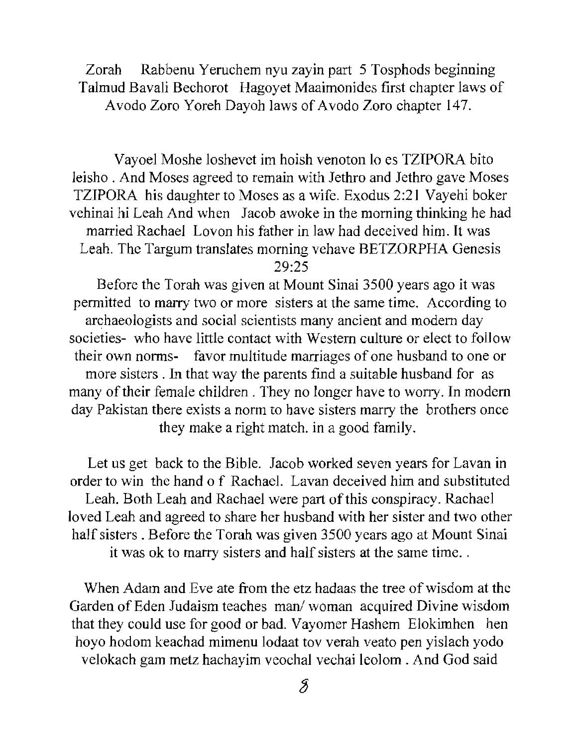Zorah Rabbenu Yeruchem nyu zayin part 5 Tosphods beginning Talmud Bavali Bechorot Hagoyet Maaimonides first chapter laws of Avodo Zoro Yoreh Dayoh laws of Avodo Zoro chapter 147.

Vayoel Moshe loshevet im hoish venoton lo es TZIPORA bito leisho . And Moses agreed to remain with Jethro and Jethro gave Moses TZIPORA his daughter to Moses as a wife. Exodus 2:21 Vayehi boker vehinai hi Leah And when Jacob awoke in the morning thinking he had married Rachael Lovon his father in law had deceived him. It was Leah. The Targum translates morning vehave BETZORPHA Genesis 29:25

Before the Torah was given at Mount Sinai 3500 years ago it was permitted to marry two or more sisters at the same time. According to archaeologists and social scientists many ancient and modern day societies- who have little contact with Western culture or elect to follow their own norms- favor multitude marriages of one husband to one or more sisters . In that way the parents find a suitable husband for as many of their female children . They no longer have to worry. In modern day Pakistan there exists a norm to have sisters marry the brothers once they make a right match. in a good family.

Let us get back to the Bible. Jacob worked seven years for Lavan in order to win the hand o f Rachael. Lavan deceived him and substituted Leah. Both Leah and Rachael were part of this conspiracy. Rachael loved Leah and agreed to share her husband with her sister and two other half sisters . Before the Torah was given 3500 years ago at Mount Sinai it was ok to marry sisters and half sisters at the same time. .

When Adam and Eve ate from the etz hadaas the tree of wisdom at the Garden of Eden Judaism teaches man/ woman acquired Divine wisdom that they could use for good or bad. Vayomer Hashem Elokimhen hen hoyo hodom keachad mimenu lodaat tov verah veato pen yislach yodo velokach gam metz hachayim veochal vechai leolom . And God said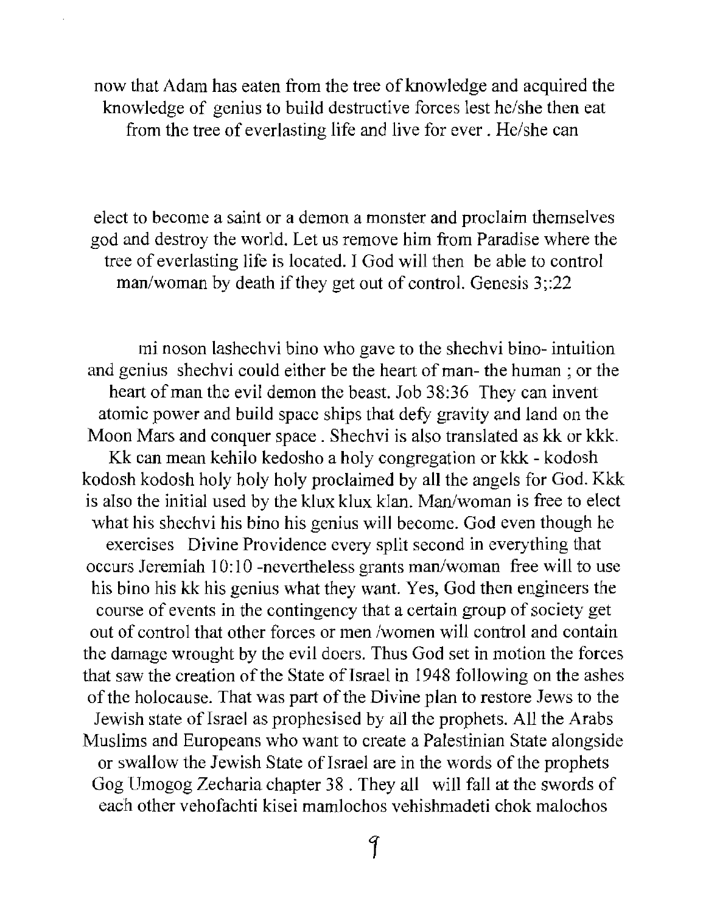now that Adam has eaten from the tree of knowledge and acquired the knowledge of genius to build destructive forces lest he/she then eat from the tree of everlasting life and live for ever . He/she can

elect to become a saint or a demon a monster and proclaim themselves god and destroy the world. Let us remove him from Paradise where the tree of everlasting life is located. I God will then be able to control man/woman by death if they get out of control. Genesis 3;:22

mi noson lashechvi bino who gave to the shechvi bino- intuition and genius shechvi could either be the heart of man- the human ; or the heart of man the evil demon the beast. Job 38:36 They can invent atomic power and build space ships that defy gravity and land on the Moon Mars and conquer space . Shechvi is also translated as kk or kkk. Kk can mean kehilo kedosho a holy congregation or kkk - kodosh kodosh kodosh holy holy holy proclaimed by all the angels for God. Kkk is also the initial used by the klux klux klan. Man/woman is free to elect what his shechvi his bino his genius will become. God even though he exercises Divine Providence every split second in everything that occurs Jeremiah 10:10 -nevertheless grants man/woman free will to use his bino his kk his genius what they want. Yes, God then engineers the course of events in the contingency that a certain group of society get out of control that other forces or men /women will control and contain the damage wrought by the evil doers. Thus God set in motion the forces that saw the creation of the State of Israel in 1948 following on the ashes of the holocause. That was part of the Divine plan to restore Jews to the Jewish state of Israel as prophesised by all the prophets. All the Arabs Muslims and Europeans who want to create a Palestinian State alongside or swallow the Jewish State of Israel are in the words of the prophets Gog Umogog Zecharia chapter 38 . They all will fall at the swords of each other vehofachti kisei mamlochos vehishmadeti chok malochos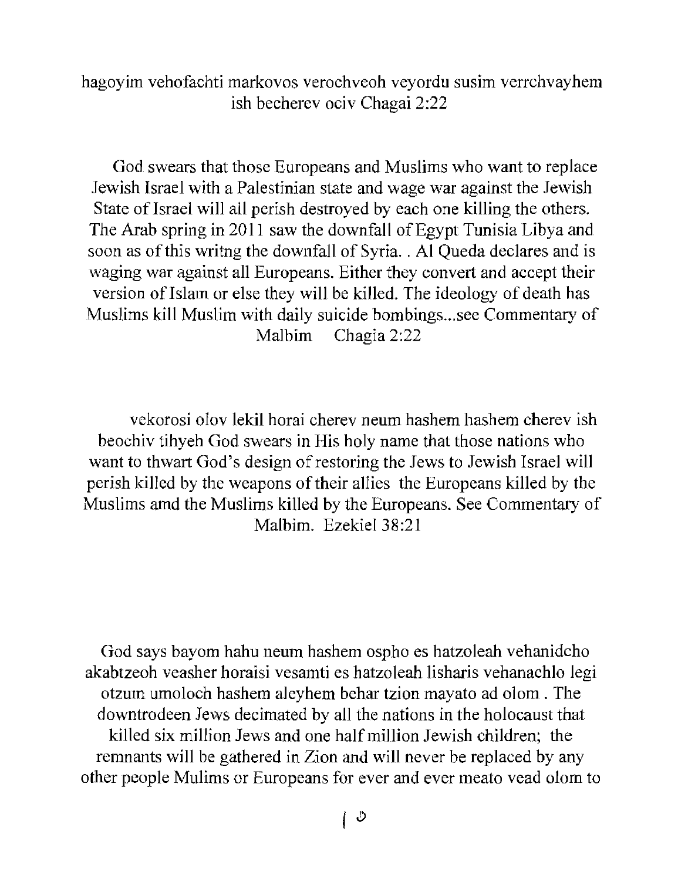hagoyim vehofachti markovos verochveoh veyordu susim verrchvayhem ish becherev ociv Chagai 2:22

God swears that those Europeans and Muslims who want to replace Jewish Israel with a Palestinian state and wage war against the Jewish State of Israel will all perish destroyed by each one killing the others. The Arab spring in 2011 saw the downfall of Egypt Tunisia Libya and soon as of this writng the downfall of Syria. . Al Queda declares and is waging war against all Europeans. Either they convert and accept their version of Islam or else they will be killed. The ideology of death has Muslims kill Muslim with daily suicide bombings...see Commentary of Malbim Chagia 2:22

vekorosi olov lekil horai cherev neum hashem hashem cherev ish beochiv tihyeh God swears in His holy name that those nations who want to thwart God's design of restoring the Jews to Jewish Israel will perish killed by the weapons of their allies the Europeans killed by the Muslims amd the Muslims killed by the Europeans. See Commentary of Malbim. Ezekiel 38:21

God says bayom hahu neum hashem ospho es hatzoleah vehanidcho akabtzeoh veasher horaisi vesamti es hatzoleah lisharis vehanachlo legi otzum umoloch hashem aleyhem behar tzion mayato ad olom . The downtrodeen Jews decimated by all the nations in the holocaust that killed six million Jews and one half million Jewish children; the remnants will be gathered in Zion and will never be replaced by any other people Mulims or Europeans for ever and ever meato vead olom to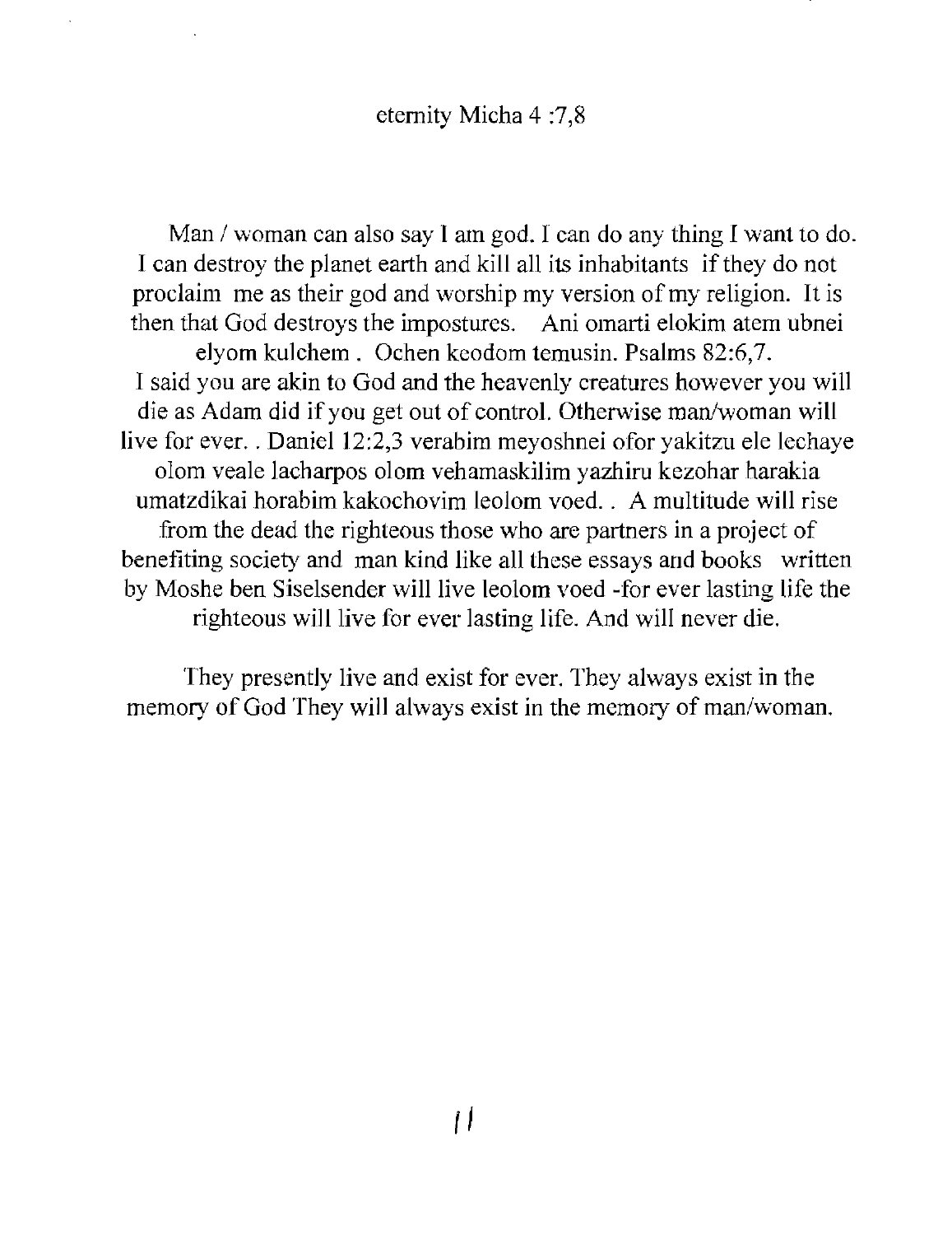eternity Micha 4 :7,8

Man / woman can also say I am god. I can do any thing I want to do. I can destroy the planet earth and kill all its inhabitants if they do not proclaim me as their god and worship my version of my religion. It is then that God destroys the impostures. Ani omarti elokim atem ubnei elyom kulchem . Ochen keodom temusin. Psalms 82:6,7. I said you are akin to God and the heavenly creatures however you will die as Adam did if you get out of control. Otherwise man/woman will live for ever. . Daniel 12:2,3 verabim meyoshnei ofor yakitzu ele lechaye olom veale lacharpos olom vehamaskilim yazhiru kezohar harakia umatzdikai horabim kakochovim leolom voed. . A multitude will rise from the dead the righteous those who are partners in a project of benefiting society and man kind like all these essays and books written by Moshe ben Siselsender will live leolom voed -for ever lasting life the righteous will live for ever lasting life. And will never die.

They presently live and exist for ever. They always exist in the memory of God They will always exist in the memory of man/woman.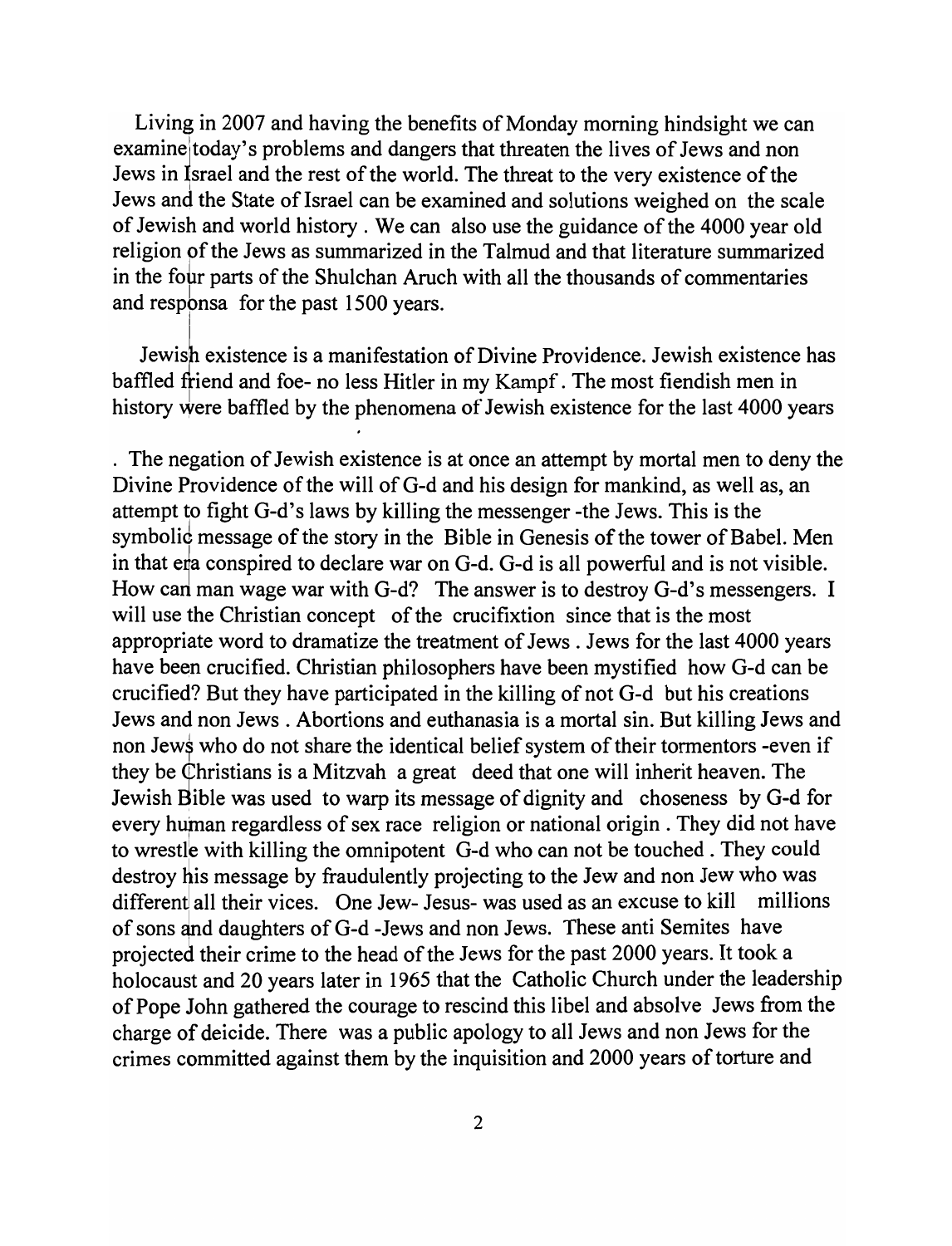Living in 2007 and having the benefits of Monday morning hindsight we can examine today's problems and dangers that threaten the lives of Jews and non Jews in Israel and the rest of the world. The threat to the very existence of the Jews and the State of Israel can be examined and solutions weighed on the scale of Jewish and world history . We can also use the guidance of the 4000 year old religion of the Jews as summarized in the Talmud and that literature summarized in the four parts of the Shulchan Aruch with all the thousands of commentaries and responsa for the past 1500 years.

Jewish existence is a manifestation of Divine Providence. Jewish existence has baffled friend and foe- no less Hitler in my Kampf. The most fiendish men in history were baffled by the phenomena of Jewish existence for the last 4000 years

. The negation of Jewish existence is at once an attempt by mortal men to deny the Divine Providence of the will of G-d and his design for mankind, as well as, an attempt to fight G-d's laws by killing the messenger -the Jews. This is the symbolic message of the story in the Bible in Genesis of the tower of Babel. Men in that era conspired to declare war on G-d. G-d is all powerful and is not visible. How can man wage war with G-d? The answer is to destroy G-d's messengers. I will use the Christian concept of the crucifixtion since that is the most appropriate word to dramatize the treatment of Jews . Jews for the last 4000 years have been crucified. Christian philosophers have been mystified how G-d can be crucified? But they have participated in the killing of not G-d but his creations Jews and non Jews . Abortions and euthanasia is a mortal sin. But killing Jews and non Jews who do not share the identical belief system of their tormentors -even if they be Christians is a Mitzvah a great deed that one will inherit heaven. The Jewish Bible was used to warp its message of dignity and choseness by G-d for every human regardless of sex race religion or national origin . They did not have to wrestle with killing the omnipotent G-d who can not be touched . They could destroy his message by fraudulently projecting to the Jew and non Jew who was different all their vices. One Jew- Jesus- was used as an excuse to kill millions of sons and daughters of G-d -Jews and non Jews. These anti Semites have projected their crime to the head of the Jews for the past 2000 years. It took a holocaust and 20 years later in 1965 that the Catholic Church under the leadership of Pope John gathered the courage to rescind this libel and absolve Jews from the charge of deicide. There was a public apology to all Jews and non Jews for the crimes committed against them by the inquisition and 2000 years of torture and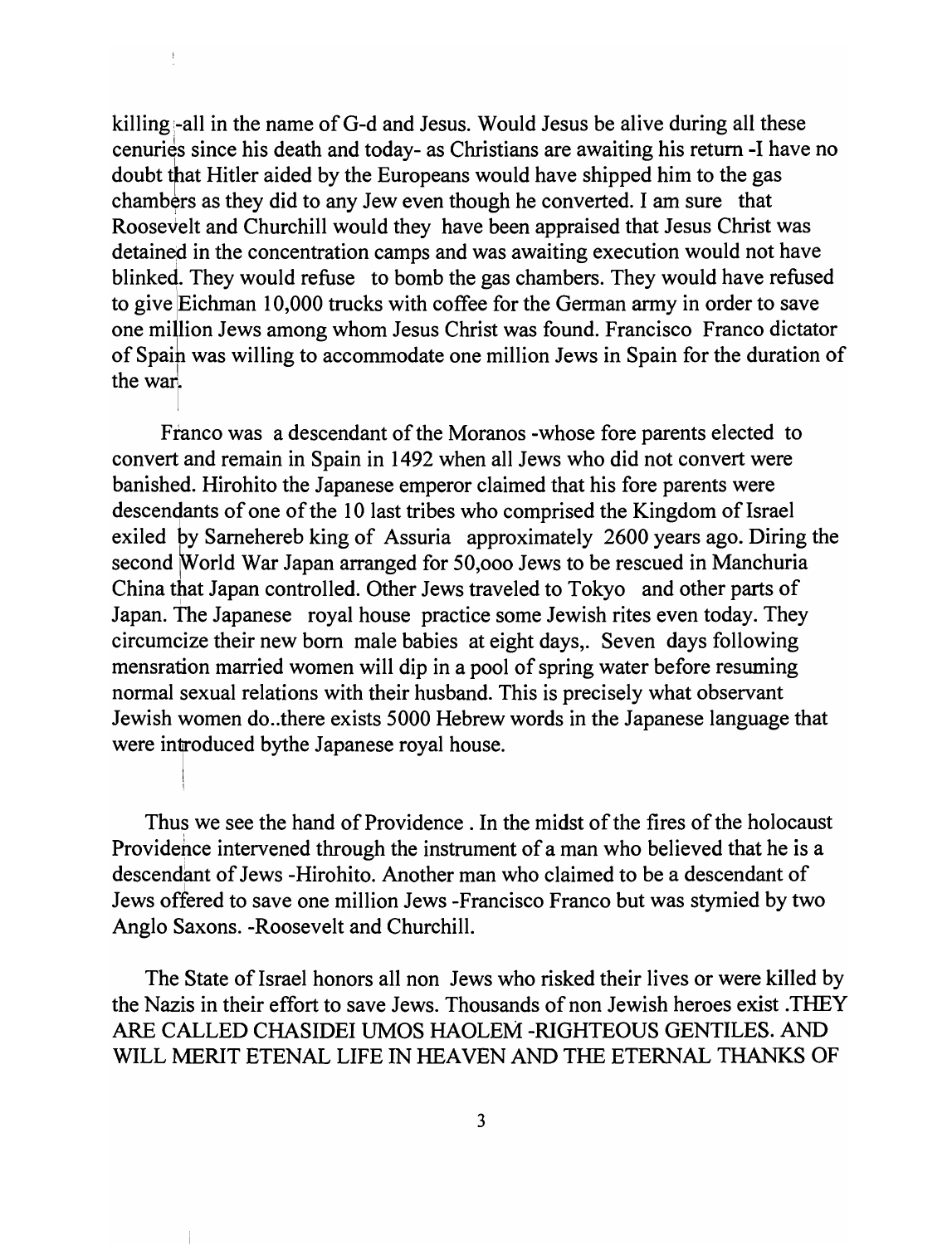killing -all in the name of G-d and Jesus. Would Jesus be alive during all these cenuries since his death and today- as Christians are awaiting his return -I have no doubt that Hitler aided by the Europeans would have shipped him to the gas chambers as they did to any Jew even though he converted. I am sure that Roosevelt and Churchill would they have been appraised that Jesus Christ was detained in the concentration camps and was awaiting execution would not have blinked. They would refuse to bomb the gas chambers. They would have refused to give Eichman 10,000 trucks with coffee for the German army in order to save one million Jews among whom Jesus Christ was found. Francisco Franco dictator of Spain was willing to accommodate one million Jews in Spain for the duration of the war.

Franco was a descendant of the Moranos -whose fore parents elected to convert and remain in Spain in 1492 when all Jews who did not convert were banished. Hirohito the Japanese emperor claimed that his fore parents were descendants of one of the 10 last tribes who comprised the Kingdom of Israel exiled by Sarnehereb king of Assuria approximately 2600 years ago. Diring the second World War Japan arranged for 50,ooo Jews to be rescued in Manchuria China that Japan controlled. Other Jews traveled to Tokyo and other parts of Japan. The Japanese royal house practice some Jewish rites even today. They circumcize their new born male babies at eight days,. Seven days following mensration married women will dip in a pool of spring water before resuming normal sexual relations with their husband. This is precisely what observant Jewish women do..there exists 5000 Hebrew words in the Japanese language that were introduced bythe Japanese royal house.

Thus we see the hand of Providence . In the midst of the fires of the holocaust Providence intervened through the instrument of a man who believed that he is a descendant of Jews -Hirohito. Another man who claimed to be a descendant of Jews offered to save one million Jews -Francisco Franco but was stymied by two Anglo Saxons. -Roosevelt and Churchill.

The State of Israel honors all non Jews who risked their lives or were killed by the Nazis in their effort to save Jews. Thousands of non Jewish heroes exist .THEY ARE CALLED CHASIDEI UMOS HAOLEM -RIGHTEOUS GENTILES. AND WILL MERIT ETENAL LIFE IN HEAVEN AND THE ETERNAL THANKS OF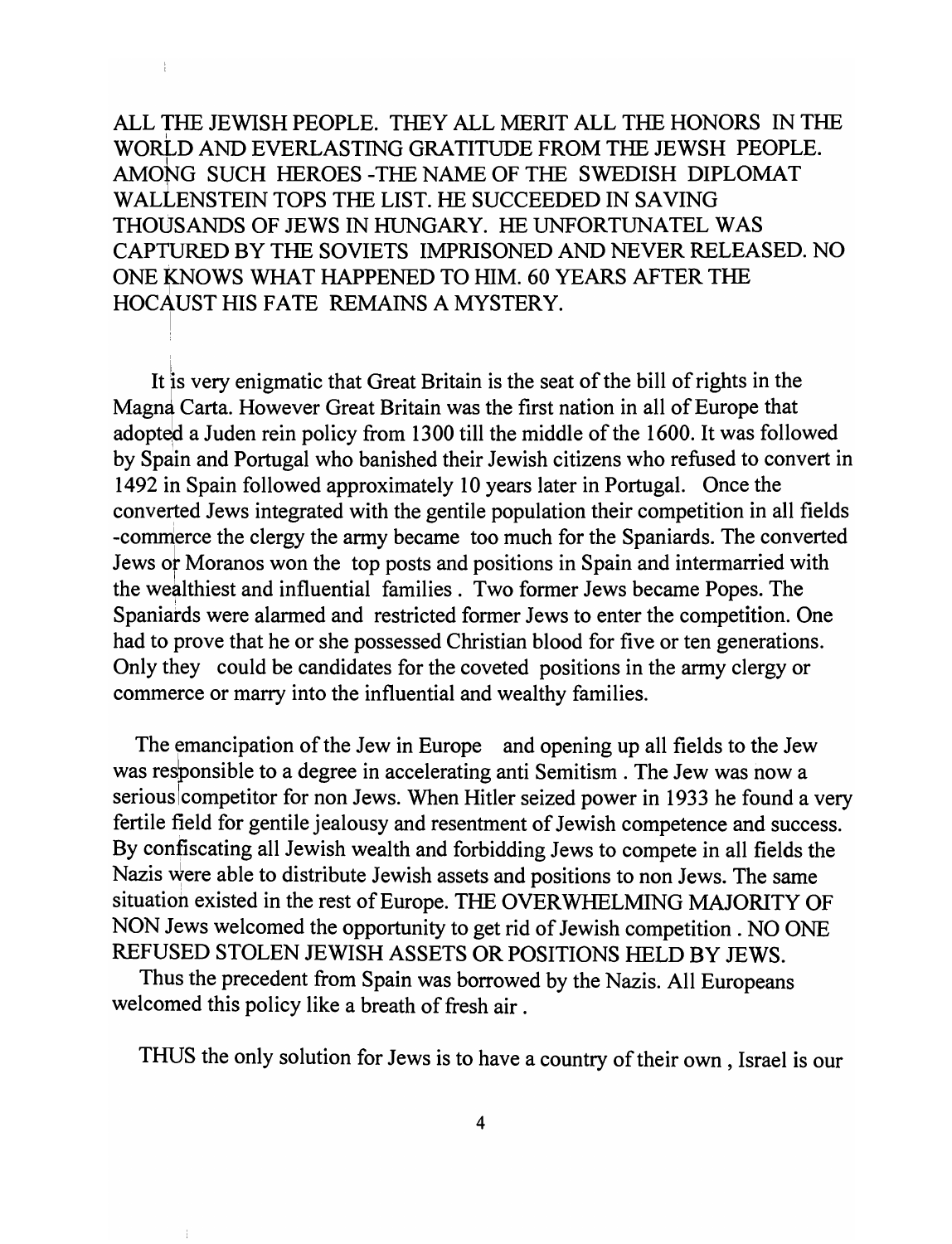ALL THE JEWISH PEOPLE. THEY ALL MERIT ALL THE HONORS IN THE WORLD AND EVERLASTING GRATITUDE FROM THE JEWSH PEOPLE. AMONG SUCH HEROES -THE NAME OF THE SWEDISH DIPLOMAT WALLENSTEIN TOPS THE LIST. HE SUCCEEDED IN SAVING THOUSANDS OF JEWS IN HUNGARY. HE UNFORTUNATEL WAS CAPTURED BY THE SOVIETS IMPRISONED AND NEVER RELEASED. NO ONE KNOWS WHAT HAPPENED TO HIM. 60 YEARS AFTER THE HOCAUST HIS FATE REMAINS A MYSTERY.

It is very enigmatic that Great Britain is the seat of the bill of rights in the Magna Carta. However Great Britain was the first nation in all of Europe that adopted a Juden rein policy from 1300 till the middle of the 1600. It was followed by Spain and Portugal who banished their Jewish citizens who refused to convert in 1492 in Spain followed approximately 10 years later in Portugal. Once the converted Jews integrated with the gentile population their competition in all fields -commerce the clergy the army became too much for the Spaniards. The converted Jews or Moranos won the top posts and positions in Spain and intermarried with the wealthiest and influential families . Two former Jews became Popes. The Spaniards were alarmed and restricted former Jews to enter the competition. One had to prove that he or she possessed Christian blood for five or ten generations. Only they could be candidates for the coveted positions in the army clergy or commerce or marry into the influential and wealthy families.

The emancipation of the Jew in Europe and opening up all fields to the Jew was responsible to a degree in accelerating anti Semitism . The Jew was now a serious competitor for non Jews. When Hitler seized power in 1933 he found a very fertile field for gentile jealousy and resentment of Jewish competence and success. By confiscating all Jewish wealth and forbidding Jews to compete in all fields the Nazis were able to distribute Jewish assets and positions to non Jews. The same situation existed in the rest of Europe. THE OVERWHELMING MAJORITY OF NON Jews welcomed the opportunity to get rid of Jewish competition . NO ONE REFUSED STOLEN JEWISH ASSETS OR POSITIONS HELD BY JEWS.

Thus the precedent from Spain was borrowed by the Nazis. All Europeans welcomed this policy like a breath of fresh air .

THUS the only solution for Jews is to have a country of their own , Israel is our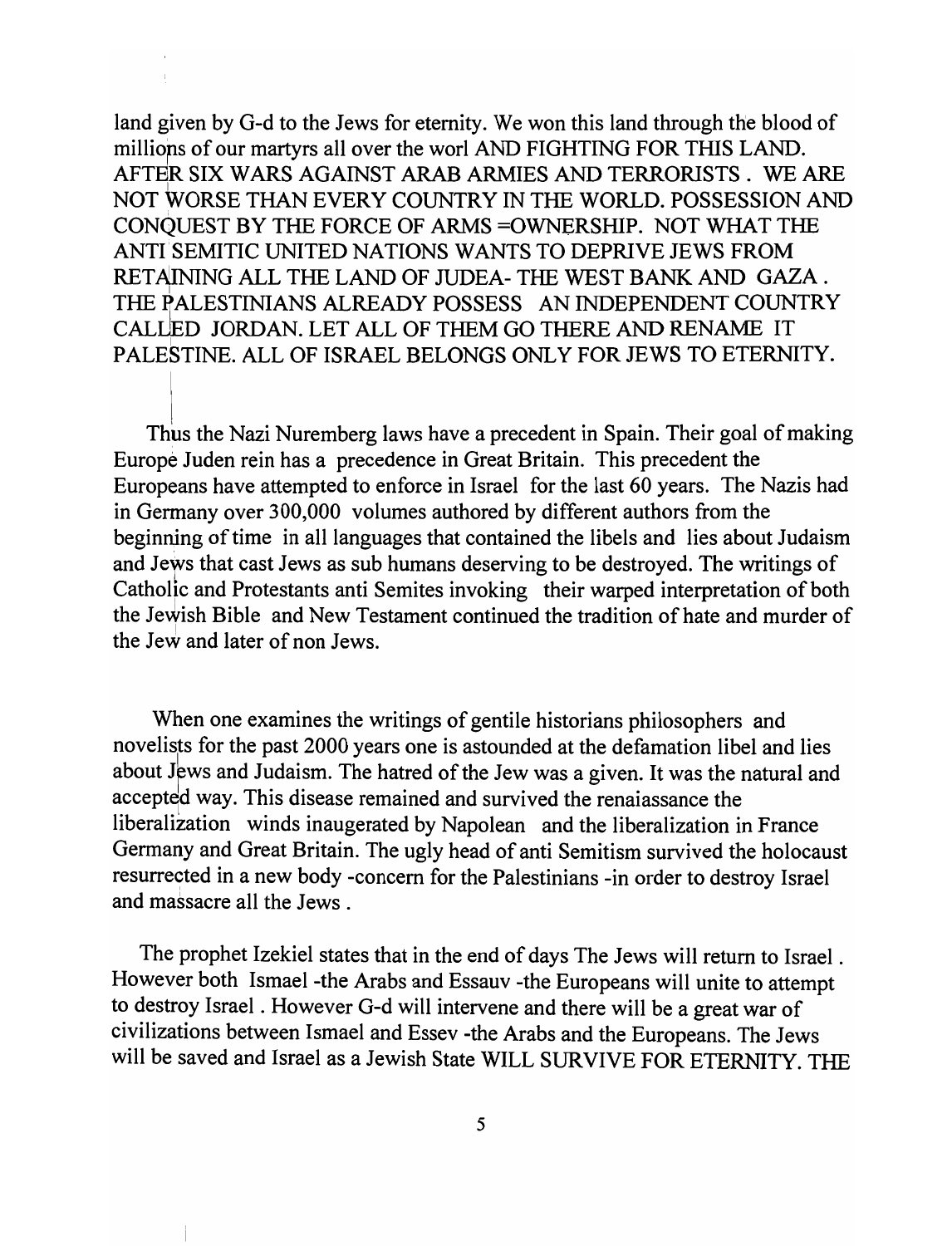land given by G-d to the Jews for eternity. We won this land through the blood of millions of our martyrs all over the worl AND FIGHTING FOR THIS LAND. AFTER SIX WARS AGAINST ARAB ARMIES AND TERRORISTS . WE ARE NOT WORSE THAN EVERY COUNTRY IN THE WORLD. POSSESSION AND CONQUEST BY THE FORCE OF ARMS =OWNERSHIP. NOT WHAT THE ANTI SEMITIC UNITED NATIONS WANTS TO DEPRIVE JEWS FROM RETAINING ALL THE LAND OF JUDEA- THE WEST BANK AND GAZA . THE PALESTINIANS ALREADY POSSESS AN INDEPENDENT COUNTRY CALLED JORDAN. LET ALL OF THEM GO THERE AND RENAME IT PALESTINE. ALL OF ISRAEL BELONGS ONLY FOR JEWS TO ETERNITY.

Thus the Nazi Nuremberg laws have a precedent in Spain. Their goal of making Europe Juden rein has a precedence in Great Britain. This precedent the Europeans have attempted to enforce in Israel for the last 60 years. The Nazis had in Germany over 300,000 volumes authored by different authors from the beginning of time in all languages that contained the libels and lies about Judaism and Jews that cast Jews as sub humans deserving to be destroyed. The writings of Catholic and Protestants anti Semites invoking their warped interpretation of both the Jewish Bible and New Testament continued the tradition of hate and murder of the Jew and later of non Jews.

When one examines the writings of gentile historians philosophers and novelists for the past 2000 years one is astounded at the defamation libel and lies about Jews and Judaism. The hatred of the Jew was a given. It was the natural and accepted way. This disease remained and survived the renaiassance the liberalization winds inaugerated by Napolean and the liberalization in France Germany and Great Britain. The ugly head of anti Semitism survived the holocaust resurrected in a new body -concern for the Palestinians -in order to destroy Israel and massacre all the Jews .

The prophet Izekiel states that in the end of days The Jews will return to Israel . However both Ismael -the Arabs and Essauv -the Europeans will unite to attempt to destroy Israel . However G-d will intervene and there will be a great war of civilizations between Ismael and Essev -the Arabs and the Europeans. The Jews will be saved and Israel as a Jewish State WILL SURVIVE FOR ETERNITY. THE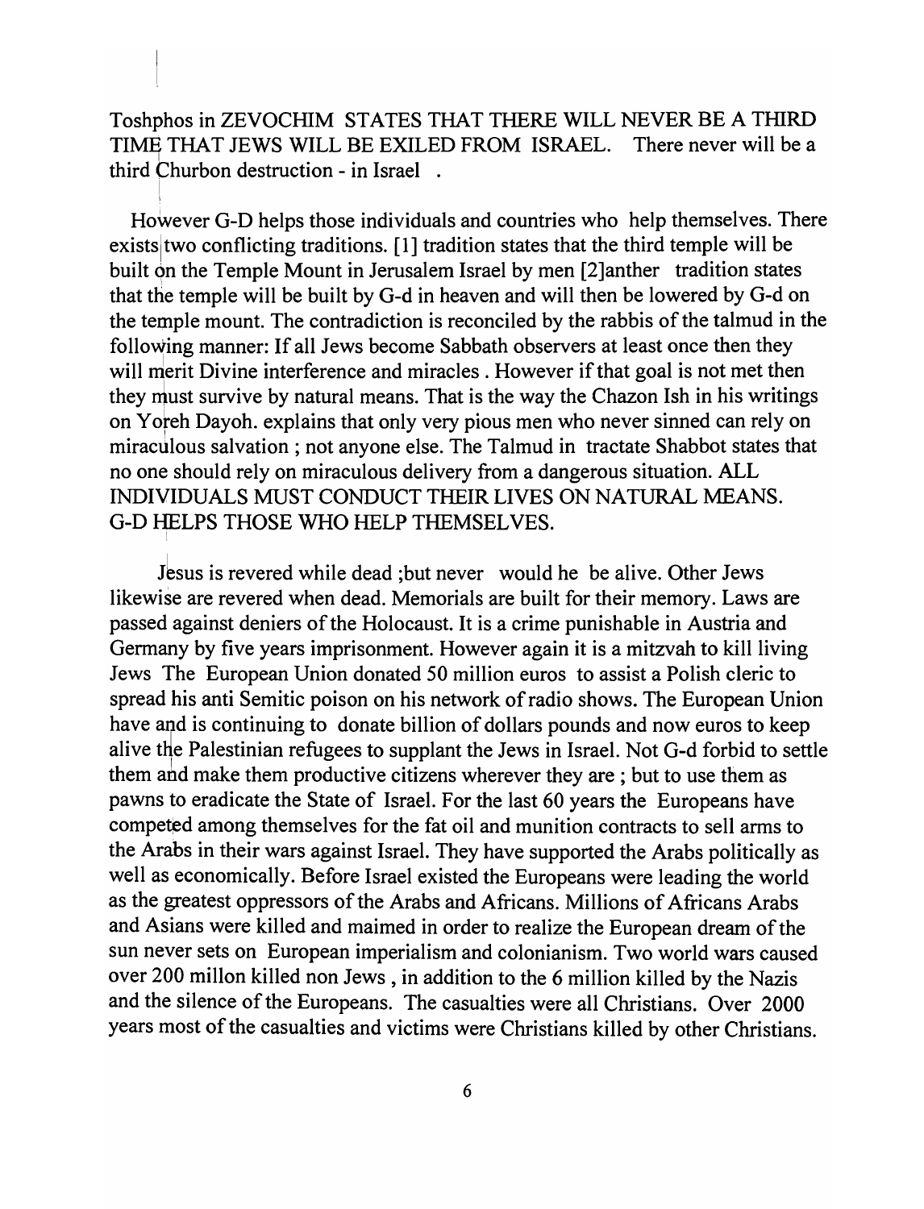Toshphos in ZEVOCHIM STATES THAT THERE WILL NEVER BE A THIRD TIME THAT JEWS WILL BE EXILED FROM ISRAEL. There never will be a third Churbon destruction - in Israel .

However G-D helps those individuals and countries who help themselves. There exists two conflicting traditions. [1] tradition states that the third temple will be built on the Temple Mount in Jerusalem Israel by men [2]anther tradition states that the temple will be built by G-d in heaven and will then be lowered by G-d on the temple mount. The contradiction is reconciled by the rabbis of the talmud in the following manner: If all Jews become Sabbath observers at least once then they will merit Divine interference and miracles . However if that goal is not met then they must survive by natural means. That is the way the Chazon Ish in his writings on Yoreh Dayoh. explains that only very pious men who never sinned can rely on miraculous salvation ; not anyone else. The Talmud in tractate Shabbot states that no one should rely on miraculous delivery from a dangerous situation. ALL INDIVIDUALS MUST CONDUCT THEIR LIVES ON NATURAL MEANS. G-D HELPS THOSE WHO HELP THEMSELVES.

Jesus is revered while dead ;but never would he be alive. Other Jews likewise are revered when dead. Memorials are built for their memory. Laws are passed against deniers of the Holocaust. It is a crime punishable in Austria and Germany by five years imprisonment. However again it is a mitzvah to kill living Jews The European Union donated 50 million euros to assist a Polish cleric to spread his anti Semitic poison on his network of radio shows. The European Union have and is continuing to donate billion of dollars pounds and now euros to keep alive the Palestinian refugees to supplant the Jews in Israel. Not G-d forbid to settle them and make them productive citizens wherever they are ; but to use them as pawns to eradicate the State of Israel. For the last 60 years the Europeans have competed among themselves for the fat oil and munition contracts to sell arms to the Arabs in their wars against Israel. They have supported the Arabs politically as well as economically. Before Israel existed the Europeans were leading the world as the greatest oppressors of the Arabs and Africans. Millions of Africans Arabs and Asians were killed and maimed in order to realize the European dream of the sun never sets on European imperialism and colonianism. Two world wars caused over 200 millon killed non Jews , in addition to the 6 million killed by the Nazis and the silence of the Europeans. The casualties were all Christians. Over 2000 years most of the casualties and victims were Christians killed by other Christians.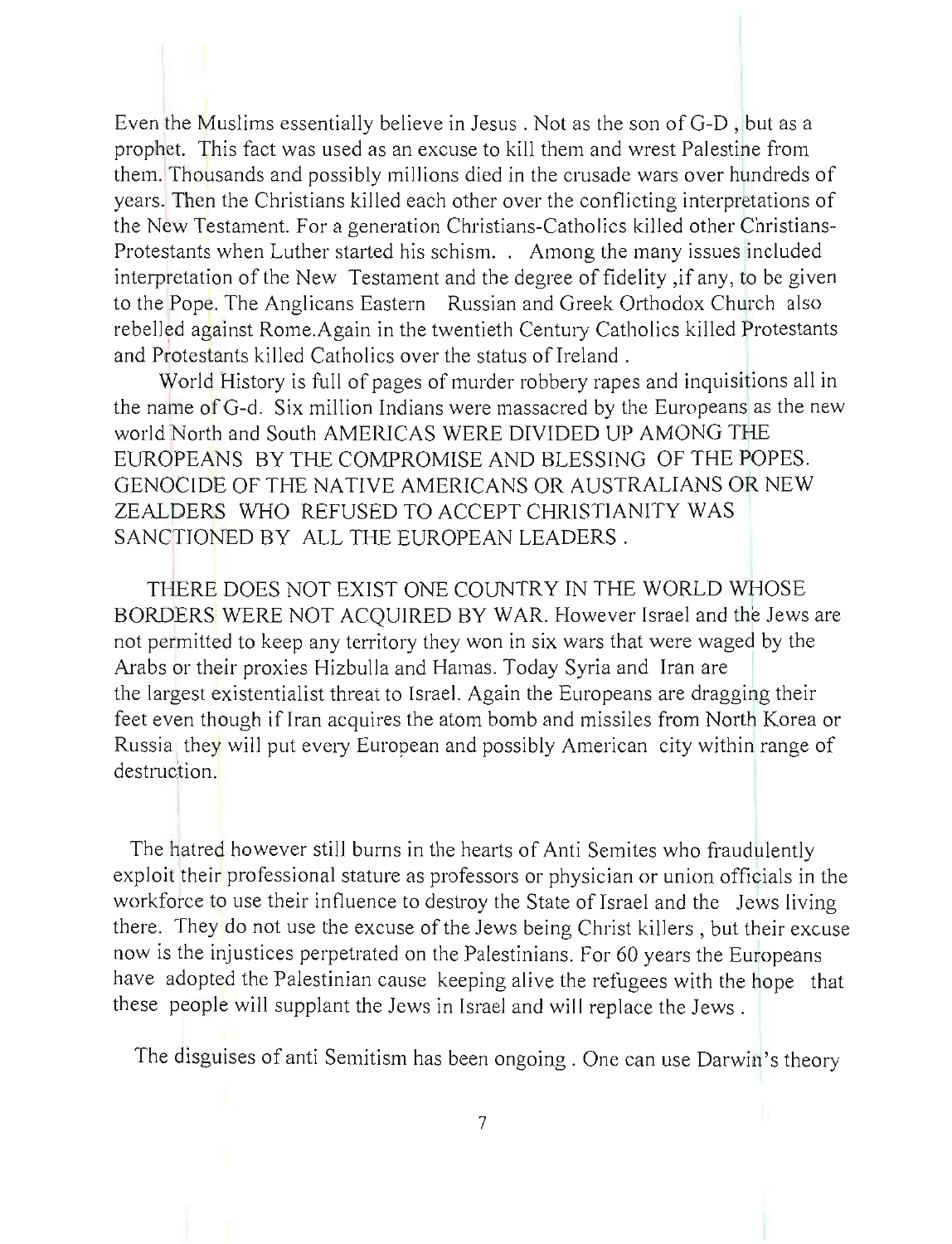Even the Muslims essentially believe in Jesus . Not as the son of G-D , but as a prophet. This fact was used as an excuse to kill them and wrest Palestine from them. Thousands and possibly millions died in the crusade wars over hundreds of years. Then the Christians killed each other over the conflicting interpretations of the New Testament. For a generation Christians-Catholics killed other Christians-Protestants when Luther started his schism. . Among the many issues included interpretation of the New Testament and the degree of fidelity ,if any, to be given to the Pope. The Anglicans Eastern Russian and Greek Orthodox Church also rebelled against Rome.Again in the twentieth Century Catholics killed Protestants and Protestants killed Catholics over the status of Ireland .

World History is full of pages of murder robbery rapes and inquisitions all in the name of G-d. Six million Indians were massacred by the Europeans as the new world North and South AMERICAS WERE DIVIDED UP AMONG THE EUROPEANS BY THE COMPROMISE AND BLESSING OF THE POPES. GENOCIDE OF THE NATIVE AMERICANS OR AUSTRALIANS OR NEW ZEALDERS WHO REFUSED TO ACCEPT CHRISTIANITY WAS SANCTIONED BY ALL THE EUROPEAN LEADERS .

THERE DOES NOT EXIST ONE COUNTRY IN THE WORLD WHOSE BORDERS WERE NOT ACQUIRED BY WAR. However Israel and the Jews are not permitted to keep any territory they won in six wars that were waged by the Arabs or their proxies Hizbulla and Hamas. Today Syria and Iran are the largest existentialist threat to Israel. Again the Europeans are dragging their feet even though if Iran acquires the atom bomb and missiles from North Korea or Russia they will put every European and possibly American city within range of destruction.

The hatred however still burns in the hearts of Anti Semites who fraudulently exploit their professional stature as professors or physician or union officials in the workforce to use their influence to destroy the State of Israel and the Jews living there. They do not use the excuse of the Jews being Christ killers , but their excuse now is the injustices perpetrated on the Palestinians. For 60 years the Europeans have adopted the Palestinian cause keeping alive the refugees with the hope that these people will supplant the Jews in Israel and will replace the Jews .

The disguises of anti Semitism has been ongoing . One can use Darwin's theory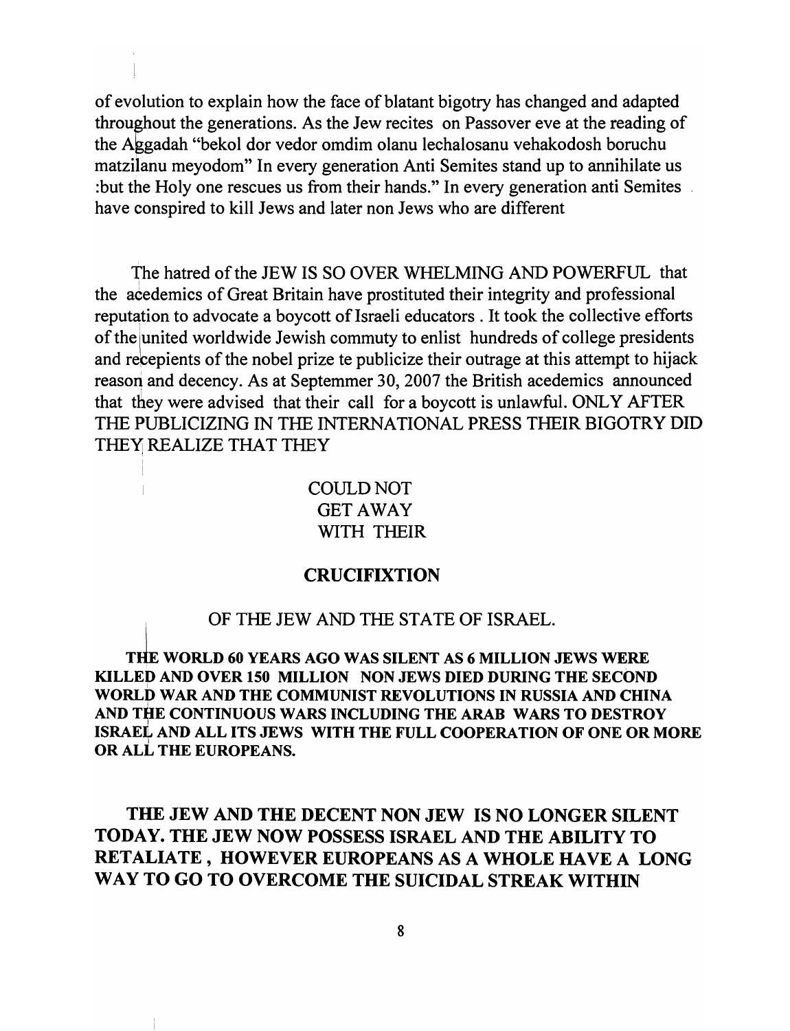of evolution to explain how the face of blatant bigotry has changed and adapted throughout the generations. As the Jew recites on Passover eve at the reading of the Aggadah "bekol dor vedor omdim olanu lechalosanu vehakodosh boruchu matzilanu meyodom" In every generation Anti Semites stand up to annihilate us :but the Holy one rescues us from their hands." In every generation anti Semites have conspired to kill Jews and later non Jews who are different

The hatred of the JEW IS SO OVER WHELMING AND POWERFUL that the acedemics of Great Britain have prostituted their integrity and professional reputation to advocate a boycott of Israeli educators . It took the collective efforts of the united worldwide Jewish commuty to enlist hundreds of college presidents and recepients of the nobel prize te publicize their outrage at this attempt to hijack reason and decency. As at Septemmer 30, 2007 the British acedemics announced that they were advised that their call for a boycott is unlawful. ONLY AFTER THE PUBLICIZING IN THE INTERNATIONAL PRESS THEIR BIGOTRY DID THEY REALIZE THAT THEY

COULD NOT
GET AWAY
WITH THEIR

**CRUCIFIXTION**

OF THE JEW AND THE STATE OF ISRAEL.

**THE WORLD 60 YEARS AGO WAS SILENT AS 6 MILLION JEWS WERE KILLED AND OVER 150 MILLION NON JEWS DIED DURING THE SECOND WORLD WAR AND THE COMMUNIST REVOLUTIONS IN RUSSIA AND CHINA AND THE CONTINUOUS WARS INCLUDING THE ARAB WARS TO DESTROY ISRAEL AND ALL ITS JEWS WITH THE FULL COOPERATION OF ONE OR MORE OR ALL THE EUROPEANS.**

**THE JEW AND THE DECENT NON JEW IS NO LONGER SILENT TODAY. THE JEW NOW POSSESS ISRAEL AND THE ABILITY TO RETALIATE , HOWEVER EUROPEANS AS A WHOLE HAVE A LONG WAY TO GO TO OVERCOME THE SUICIDAL STREAK WITHIN**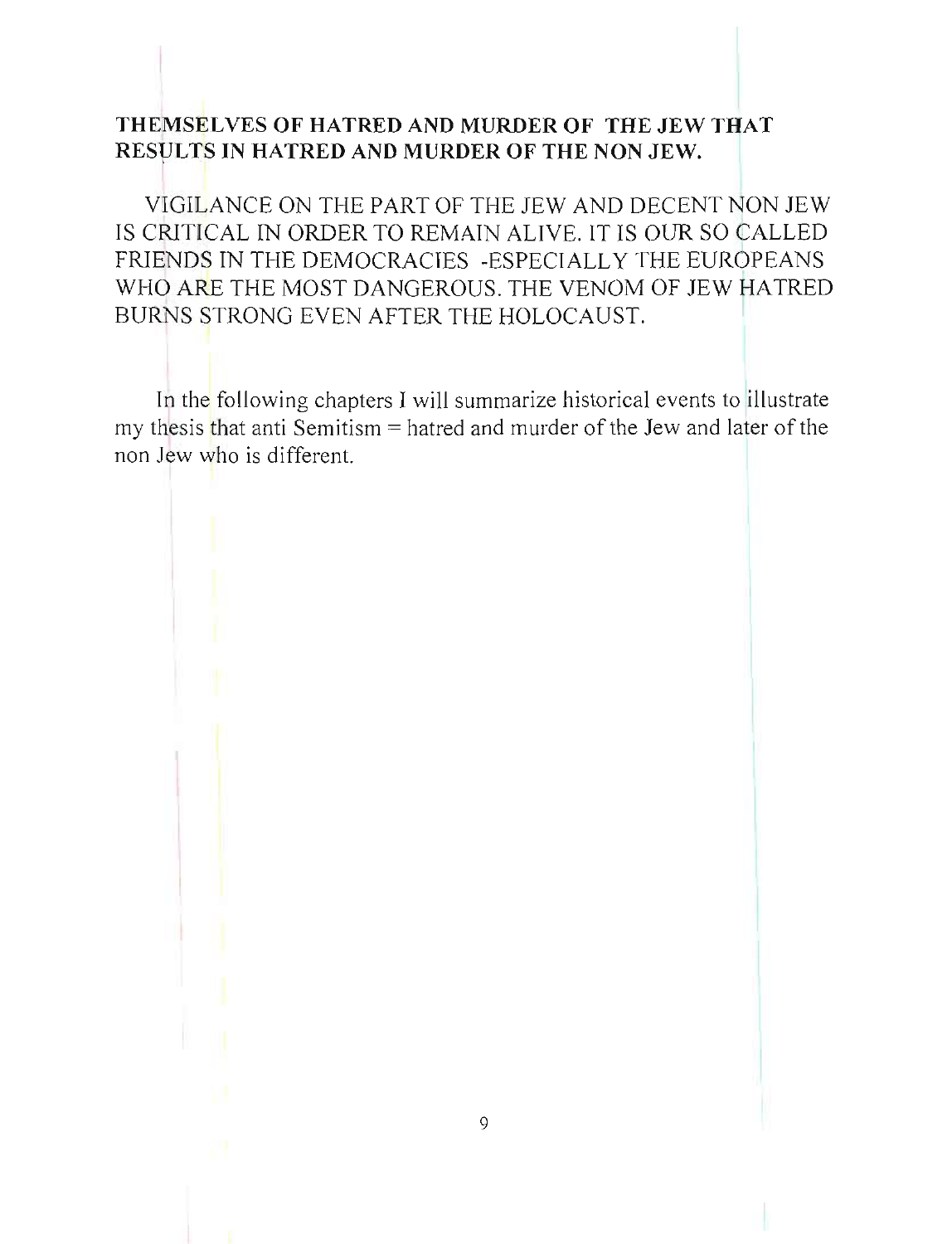**THEMSELVES OF HATRED AND MURDER OF THE JEW THAT RESULTS IN HATRED AND MURDER OF THE NON JEW.**

VIGILANCE ON THE PART OF THE JEW AND DECENT NON JEW IS CRITICAL IN ORDER TO REMAIN ALIVE. IT IS OUR SO CALLED FRIENDS IN THE DEMOCRACIES -ESPECIALLY THE EUROPEANS WHO ARE THE MOST DANGEROUS. THE VENOM OF JEW HATRED BURNS STRONG EVEN AFTER THE HOLOCAUST.

In the following chapters I will summarize historical events to illustrate my thesis that anti Semitism = hatred and murder of the Jew and later of the non Jew who is different.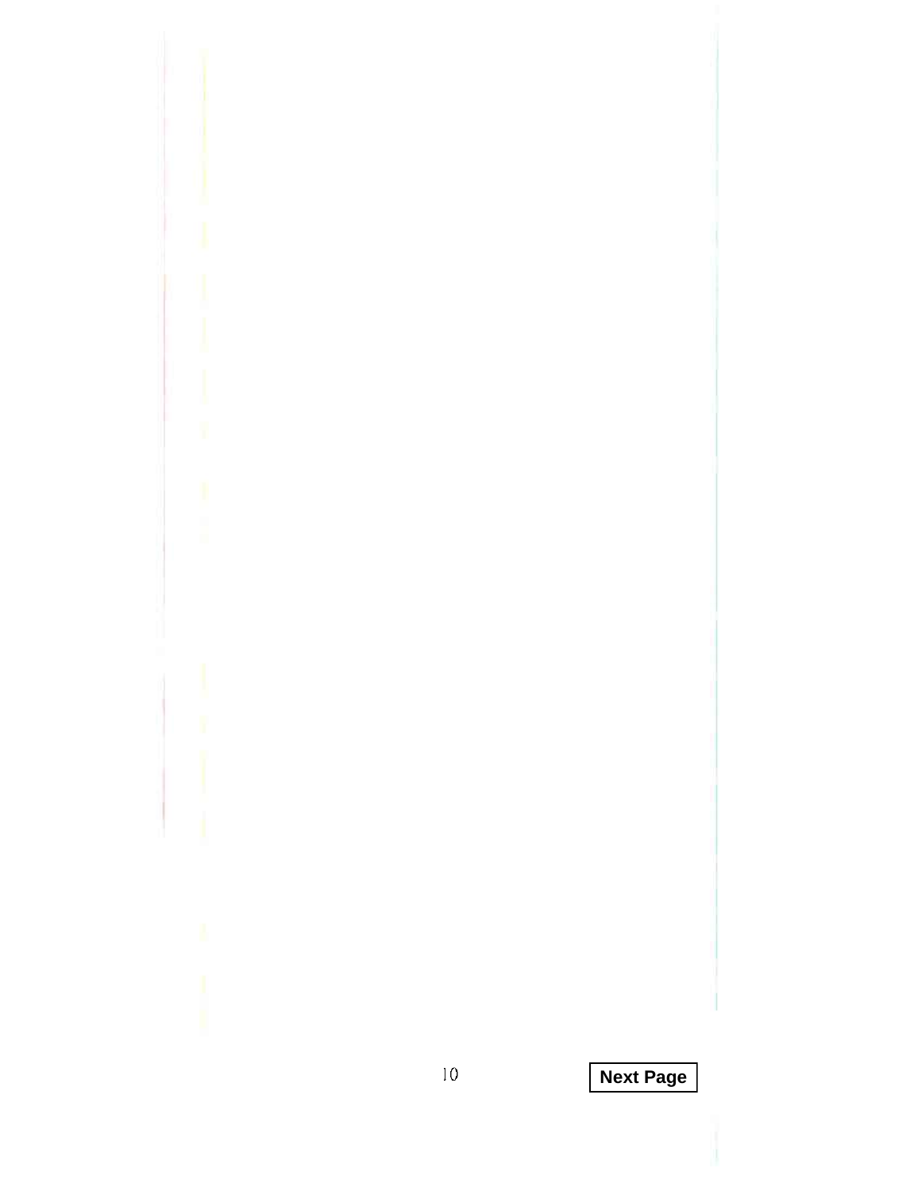Next Page